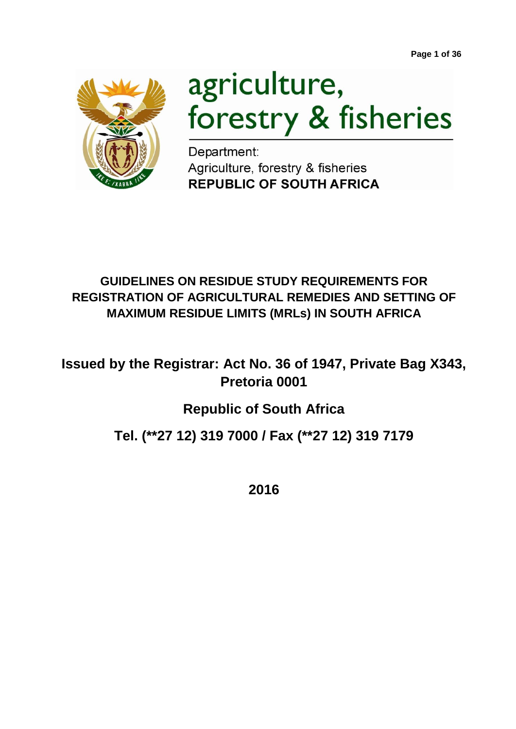agriculture, forestry & fisheries

Department:
Agriculture, forestry & fisheries
**REPUBLIC OF SOUTH AFRICA**

# GUIDELINES ON RESIDUE STUDY REQUIREMENTS FOR REGISTRATION OF AGRICULTURAL REMEDIES AND SETTING OF MAXIMUM RESIDUE LIMITS (MRLs) IN SOUTH AFRICA

**Issued by the Registrar: Act No. 36 of 1947, Private Bag X343, Pretoria 0001**

**Republic of South Africa**

**Tel. (**27 12) 319 7000 / Fax (**27 12) 319 7179**

**2016**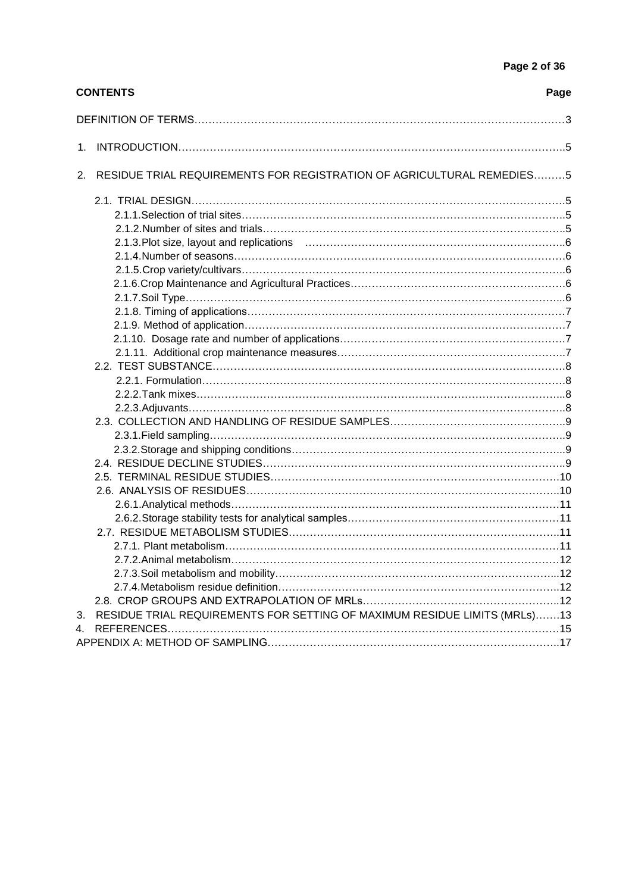**CONTENTS** **Page**

DEFINITION OF TERMS……………………………………………………………………………………………3

1. INTRODUCTION………………………………………………………………………………………………..5

2. RESIDUE TRIAL REQUIREMENTS FOR REGISTRATION OF AGRICULTURAL REMEDIES………5

   2.1. TRIAL DESIGN……………………………………………………………………………………………….5
      - 2.1.1. Selection of trial sites………………………………………………………………………………..5
      - 2.1.2. Number of sites and trials…………………………………………………………………………..5
      - 2.1.3. Plot size, layout and replications ……………………………………………………………………..6
      - 2.1.4. Number of seasons…………………………………………………………………………………6
      - 2.1.5. Crop variety/cultivars……………………………………………………………………………….6
      - 2.1.6. Crop Maintenance and Agricultural Practices……………………………………………………6
      - 2.1.7. Soil Type……………………………………………………………………………………………..6
      - 2.1.8. Timing of applications………………………………………………………………………………7
      - 2.1.9. Method of application……………………………………………………………………………….7
      - 2.1.10. Dosage rate and number of applications…………………………………………………………7
      - 2.1.11. Additional crop maintenance measures…………………………………………………………..7

   2.2. TEST SUBSTANCE……………………………………………………………………………………….8
      - 2.2.1. Formulation…………………………………………………………………………………………8
      - 2.2.2. Tank mixes…………………………………………………………………………………………...8
      - 2.2.3. Adjuvants……………………………………………………………………………………………..8

   2.3. COLLECTION AND HANDLING OF RESIDUE SAMPLES…………………………………………..9
      - 2.3.1. Field sampling………………………………………………………………………………………..9
      - 2.3.2. Storage and shipping conditions……………………………………………………………………..9

   2.4. RESIDUE DECLINE STUDIES………………………………………………………………………….9

   2.5. TERMINAL RESIDUE STUDIES………………………………………………………………………10

   2.6. ANALYSIS OF RESIDUES……………………………………………………………………………..10
      - 2.6.1. Analytical methods…………………………………………………………………………………11
      - 2.6.2. Storage stability tests for analytical samples………………………………………………………11

   2.7. RESIDUE METABOLISM STUDIES…………………………………………………………………..11
      - 2.7.1. Plant metabolism……………………………………………………………………………………11
      - 2.7.2. Animal metabolism…………………………………………………………………………………12
      - 2.7.3. Soil metabolism and mobility……………………………………………………………………...12
      - 2.7.4. Metabolism residue definition……………………………………………………………………..12

   2.8. CROP GROUPS AND EXTRAPOLATION OF MRLs…………………………………………………..12

3. RESIDUE TRIAL REQUIREMENTS FOR SETTING OF MAXIMUM RESIDUE LIMITS (MRLs)…….13

4. REFERENCES……………………………………………………………………………………………15

APPENDIX A: METHOD OF SAMPLING………………………………………………………………………..17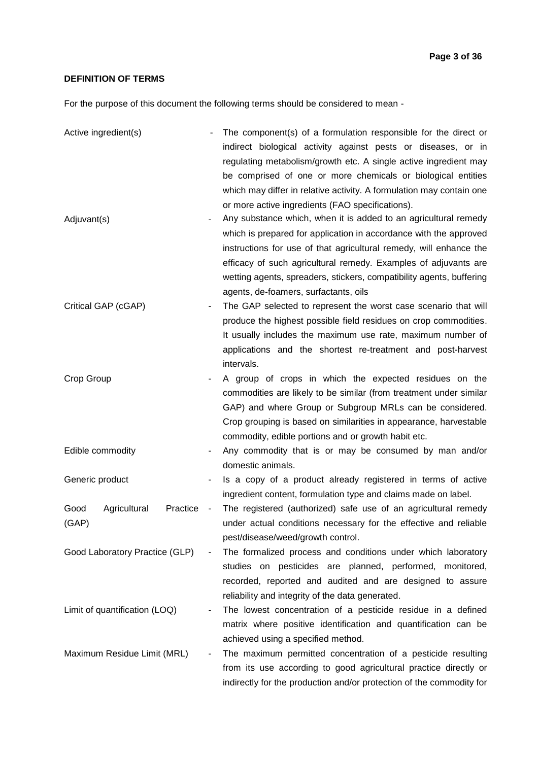**DEFINITION OF TERMS**

For the purpose of this document the following terms should be considered to mean -

| Term | | Definition |
|---|---|---|
| Active ingredient(s) | - | The component(s) of a formulation responsible for the direct or indirect biological activity against pests or diseases, or in regulating metabolism/growth etc. A single active ingredient may be comprised of one or more chemicals or biological entities which may differ in relative activity. A formulation may contain one or more active ingredients (FAO specifications). |
| Adjuvant(s) | - | Any substance which, when it is added to an agricultural remedy which is prepared for application in accordance with the approved instructions for use of that agricultural remedy, will enhance the efficacy of such agricultural remedy. Examples of adjuvants are wetting agents, spreaders, stickers, compatibility agents, buffering agents, de-foamers, surfactants, oils |
| Critical GAP (cGAP) | - | The GAP selected to represent the worst case scenario that will produce the highest possible field residues on crop commodities. It usually includes the maximum use rate, maximum number of applications and the shortest re-treatment and post-harvest intervals. |
| Crop Group | - | A group of crops in which the expected residues on the commodities are likely to be similar (from treatment under similar GAP) and where Group or Subgroup MRLs can be considered. Crop grouping is based on similarities in appearance, harvestable commodity, edible portions and or growth habit etc. |
| Edible commodity | - | Any commodity that is or may be consumed by man and/or domestic animals. |
| Generic product | - | Is a copy of a product already registered in terms of active ingredient content, formulation type and claims made on label. |
| Good Agricultural Practice (GAP) | - | The registered (authorized) safe use of an agricultural remedy under actual conditions necessary for the effective and reliable pest/disease/weed/growth control. |
| Good Laboratory Practice (GLP) | - | The formalized process and conditions under which laboratory studies on pesticides are planned, performed, monitored, recorded, reported and audited and are designed to assure reliability and integrity of the data generated. |
| Limit of quantification (LOQ) | - | The lowest concentration of a pesticide residue in a defined matrix where positive identification and quantification can be achieved using a specified method. |
| Maximum Residue Limit (MRL) | - | The maximum permitted concentration of a pesticide resulting from its use according to good agricultural practice directly or indirectly for the production and/or protection of the commodity for |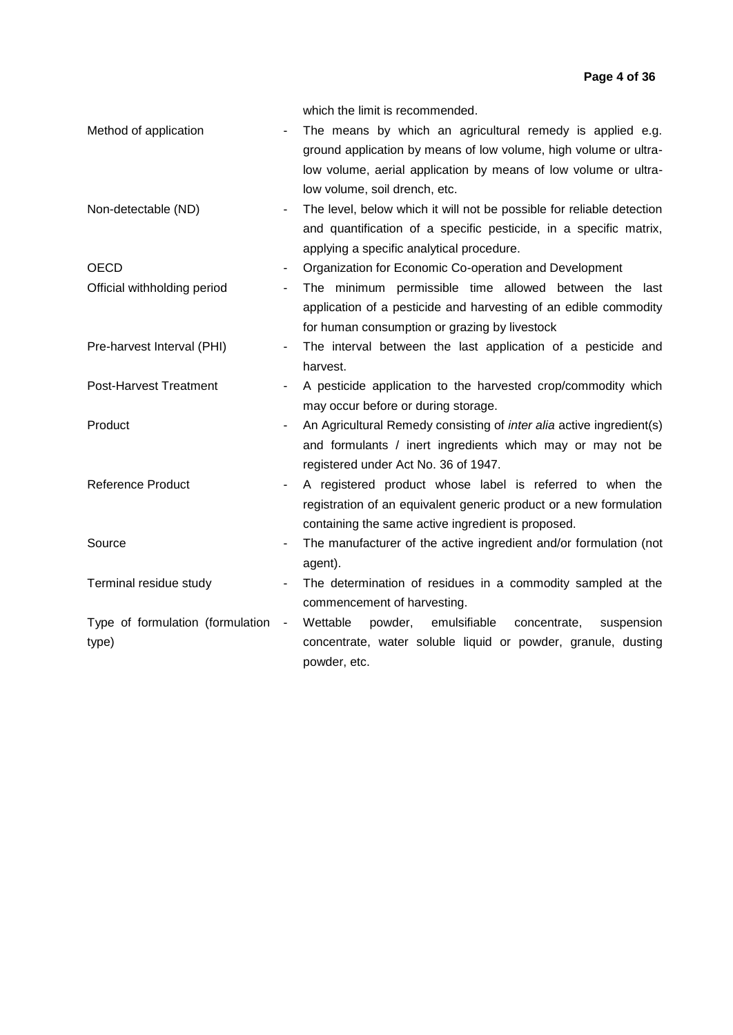| | | |
|---|---|---|
| | | which the limit is recommended. |
| Method of application | - | The means by which an agricultural remedy is applied e.g. ground application by means of low volume, high volume or ultra-low volume, aerial application by means of low volume or ultra-low volume, soil drench, etc. |
| Non-detectable (ND) | - | The level, below which it will not be possible for reliable detection and quantification of a specific pesticide, in a specific matrix, applying a specific analytical procedure. |
| OECD | - | Organization for Economic Co-operation and Development |
| Official withholding period | - | The minimum permissible time allowed between the last application of a pesticide and harvesting of an edible commodity for human consumption or grazing by livestock |
| Pre-harvest Interval (PHI) | - | The interval between the last application of a pesticide and harvest. |
| Post-Harvest Treatment | - | A pesticide application to the harvested crop/commodity which may occur before or during storage. |
| Product | - | An Agricultural Remedy consisting of *inter alia* active ingredient(s) and formulants / inert ingredients which may or may not be registered under Act No. 36 of 1947. |
| Reference Product | - | A registered product whose label is referred to when the registration of an equivalent generic product or a new formulation containing the same active ingredient is proposed. |
| Source | - | The manufacturer of the active ingredient and/or formulation (not agent). |
| Terminal residue study | - | The determination of residues in a commodity sampled at the commencement of harvesting. |
| Type of formulation (formulation type) | - | Wettable powder, emulsifiable concentrate, suspension concentrate, water soluble liquid or powder, granule, dusting powder, etc. |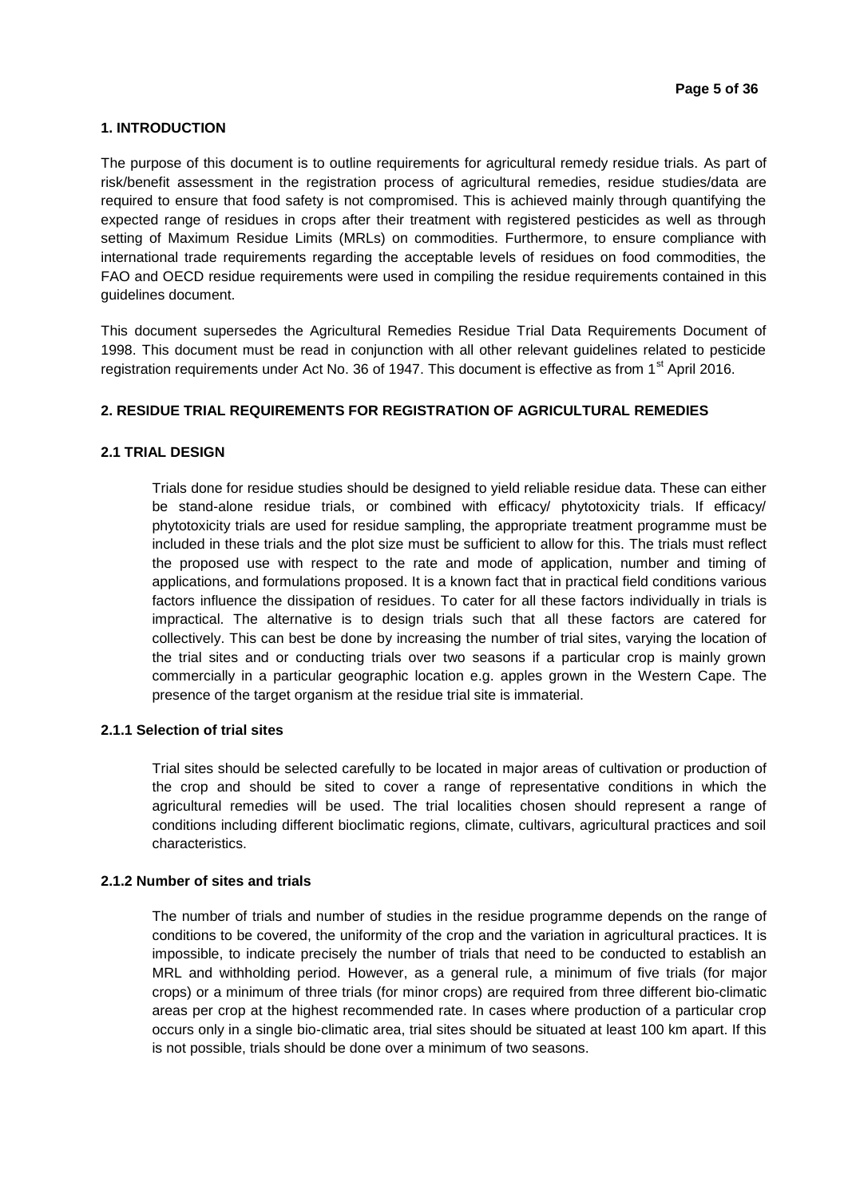## 1. INTRODUCTION

The purpose of this document is to outline requirements for agricultural remedy residue trials. As part of risk/benefit assessment in the registration process of agricultural remedies, residue studies/data are required to ensure that food safety is not compromised. This is achieved mainly through quantifying the expected range of residues in crops after their treatment with registered pesticides as well as through setting of Maximum Residue Limits (MRLs) on commodities. Furthermore, to ensure compliance with international trade requirements regarding the acceptable levels of residues on food commodities, the FAO and OECD residue requirements were used in compiling the residue requirements contained in this guidelines document.

This document supersedes the Agricultural Remedies Residue Trial Data Requirements Document of 1998. This document must be read in conjunction with all other relevant guidelines related to pesticide registration requirements under Act No. 36 of 1947. This document is effective as from 1st April 2016.

## 2. RESIDUE TRIAL REQUIREMENTS FOR REGISTRATION OF AGRICULTURAL REMEDIES

### 2.1 TRIAL DESIGN

Trials done for residue studies should be designed to yield reliable residue data. These can either be stand-alone residue trials, or combined with efficacy/ phytotoxicity trials. If efficacy/ phytotoxicity trials are used for residue sampling, the appropriate treatment programme must be included in these trials and the plot size must be sufficient to allow for this. The trials must reflect the proposed use with respect to the rate and mode of application, number and timing of applications, and formulations proposed. It is a known fact that in practical field conditions various factors influence the dissipation of residues. To cater for all these factors individually in trials is impractical. The alternative is to design trials such that all these factors are catered for collectively. This can best be done by increasing the number of trial sites, varying the location of the trial sites and or conducting trials over two seasons if a particular crop is mainly grown commercially in a particular geographic location e.g. apples grown in the Western Cape. The presence of the target organism at the residue trial site is immaterial.

#### 2.1.1 Selection of trial sites

Trial sites should be selected carefully to be located in major areas of cultivation or production of the crop and should be sited to cover a range of representative conditions in which the agricultural remedies will be used. The trial localities chosen should represent a range of conditions including different bioclimatic regions, climate, cultivars, agricultural practices and soil characteristics.

#### 2.1.2 Number of sites and trials

The number of trials and number of studies in the residue programme depends on the range of conditions to be covered, the uniformity of the crop and the variation in agricultural practices. It is impossible, to indicate precisely the number of trials that need to be conducted to establish an MRL and withholding period. However, as a general rule, a minimum of five trials (for major crops) or a minimum of three trials (for minor crops) are required from three different bio-climatic areas per crop at the highest recommended rate. In cases where production of a particular crop occurs only in a single bio-climatic area, trial sites should be situated at least 100 km apart. If this is not possible, trials should be done over a minimum of two seasons.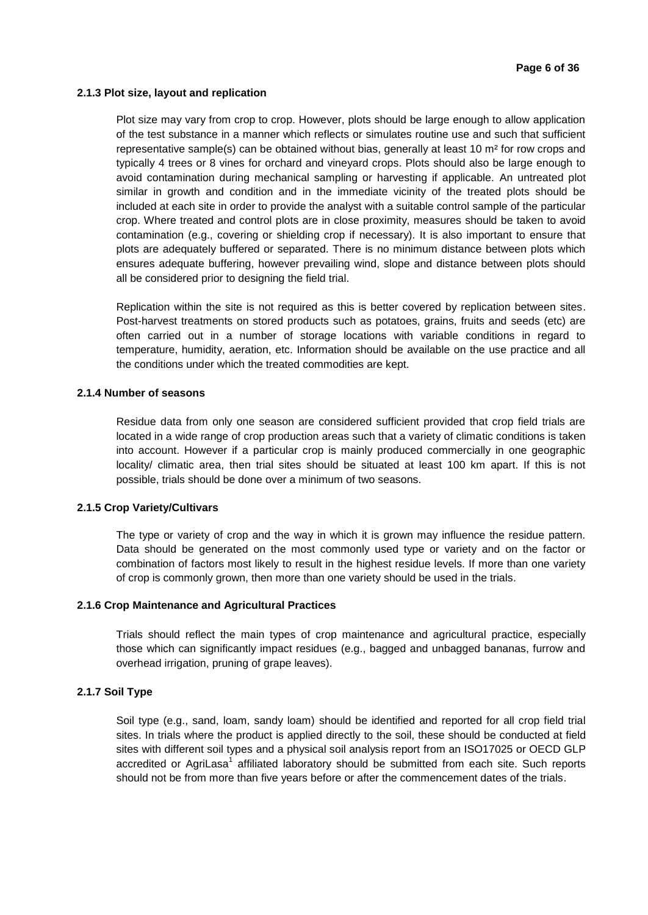### 2.1.3 Plot size, layout and replication

Plot size may vary from crop to crop. However, plots should be large enough to allow application of the test substance in a manner which reflects or simulates routine use and such that sufficient representative sample(s) can be obtained without bias, generally at least 10 $m^2$ for row crops and typically 4 trees or 8 vines for orchard and vineyard crops. Plots should also be large enough to avoid contamination during mechanical sampling or harvesting if applicable. An untreated plot similar in growth and condition and in the immediate vicinity of the treated plots should be included at each site in order to provide the analyst with a suitable control sample of the particular crop. Where treated and control plots are in close proximity, measures should be taken to avoid contamination (e.g., covering or shielding crop if necessary). It is also important to ensure that plots are adequately buffered or separated. There is no minimum distance between plots which ensures adequate buffering, however prevailing wind, slope and distance between plots should all be considered prior to designing the field trial.

Replication within the site is not required as this is better covered by replication between sites. Post-harvest treatments on stored products such as potatoes, grains, fruits and seeds (etc) are often carried out in a number of storage locations with variable conditions in regard to temperature, humidity, aeration, etc. Information should be available on the use practice and all the conditions under which the treated commodities are kept.

### 2.1.4 Number of seasons

Residue data from only one season are considered sufficient provided that crop field trials are located in a wide range of crop production areas such that a variety of climatic conditions is taken into account. However if a particular crop is mainly produced commercially in one geographic locality/ climatic area, then trial sites should be situated at least 100 km apart. If this is not possible, trials should be done over a minimum of two seasons.

### 2.1.5 Crop Variety/Cultivars

The type or variety of crop and the way in which it is grown may influence the residue pattern. Data should be generated on the most commonly used type or variety and on the factor or combination of factors most likely to result in the highest residue levels. If more than one variety of crop is commonly grown, then more than one variety should be used in the trials.

### 2.1.6 Crop Maintenance and Agricultural Practices

Trials should reflect the main types of crop maintenance and agricultural practice, especially those which can significantly impact residues (e.g., bagged and unbagged bananas, furrow and overhead irrigation, pruning of grape leaves).

### 2.1.7 Soil Type

Soil type (e.g., sand, loam, sandy loam) should be identified and reported for all crop field trial sites. In trials where the product is applied directly to the soil, these should be conducted at field sites with different soil types and a physical soil analysis report from an ISO17025 or OECD GLP accredited or AgriLasa[1] affiliated laboratory should be submitted from each site. Such reports should not be from more than five years before or after the commencement dates of the trials.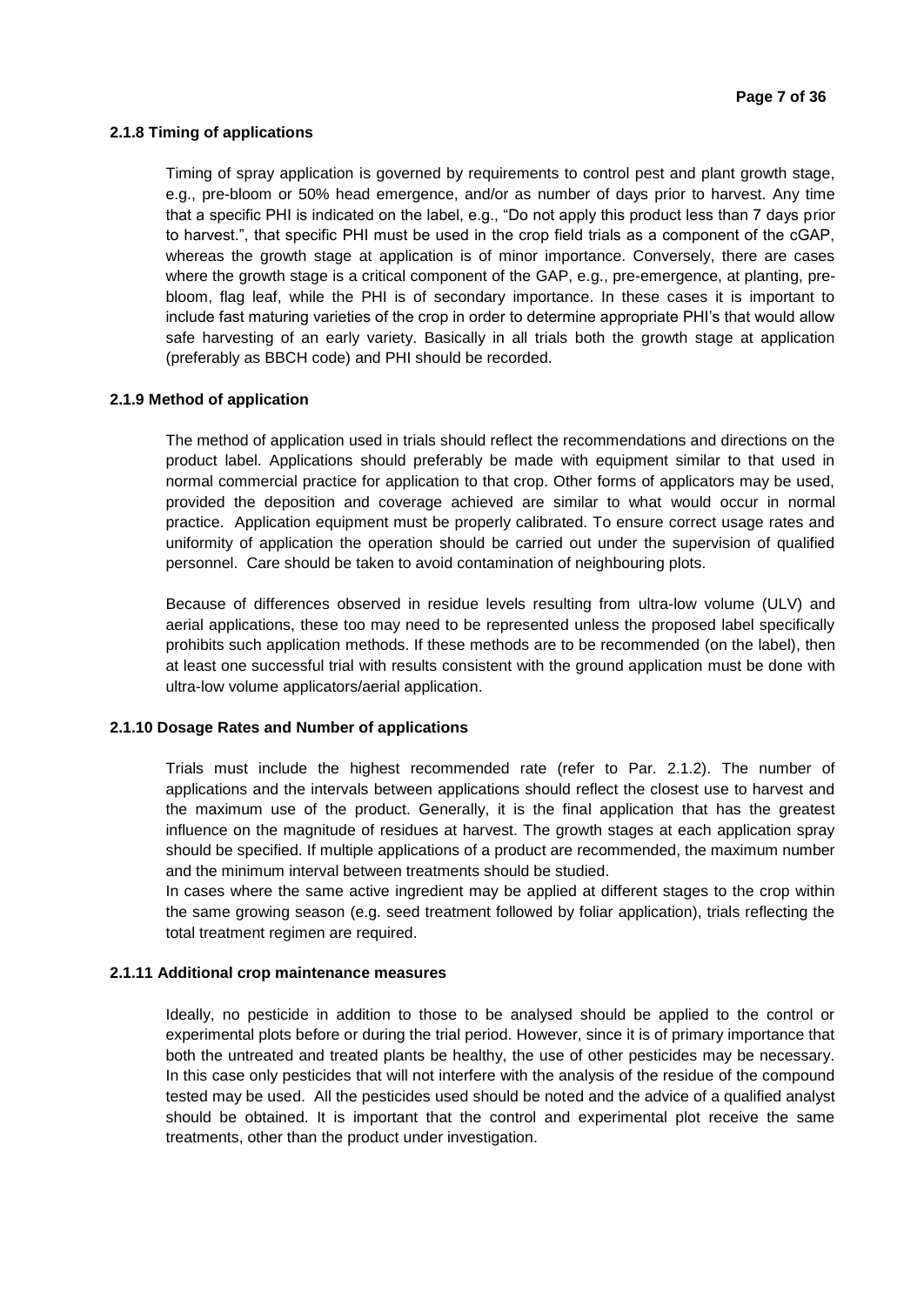### 2.1.8 Timing of applications

Timing of spray application is governed by requirements to control pest and plant growth stage, e.g., pre-bloom or 50% head emergence, and/or as number of days prior to harvest. Any time that a specific PHI is indicated on the label, e.g., "Do not apply this product less than 7 days prior to harvest.", that specific PHI must be used in the crop field trials as a component of the cGAP, whereas the growth stage at application is of minor importance. Conversely, there are cases where the growth stage is a critical component of the GAP, e.g., pre-emergence, at planting, pre-bloom, flag leaf, while the PHI is of secondary importance. In these cases it is important to include fast maturing varieties of the crop in order to determine appropriate PHI's that would allow safe harvesting of an early variety. Basically in all trials both the growth stage at application (preferably as BBCH code) and PHI should be recorded.

### 2.1.9 Method of application

The method of application used in trials should reflect the recommendations and directions on the product label. Applications should preferably be made with equipment similar to that used in normal commercial practice for application to that crop. Other forms of applicators may be used, provided the deposition and coverage achieved are similar to what would occur in normal practice. Application equipment must be properly calibrated. To ensure correct usage rates and uniformity of application the operation should be carried out under the supervision of qualified personnel. Care should be taken to avoid contamination of neighbouring plots.

Because of differences observed in residue levels resulting from ultra-low volume (ULV) and aerial applications, these too may need to be represented unless the proposed label specifically prohibits such application methods. If these methods are to be recommended (on the label), then at least one successful trial with results consistent with the ground application must be done with ultra-low volume applicators/aerial application.

### 2.1.10 Dosage Rates and Number of applications

Trials must include the highest recommended rate (refer to Par. 2.1.2). The number of applications and the intervals between applications should reflect the closest use to harvest and the maximum use of the product. Generally, it is the final application that has the greatest influence on the magnitude of residues at harvest. The growth stages at each application spray should be specified. If multiple applications of a product are recommended, the maximum number and the minimum interval between treatments should be studied.

In cases where the same active ingredient may be applied at different stages to the crop within the same growing season (e.g. seed treatment followed by foliar application), trials reflecting the total treatment regimen are required.

### 2.1.11 Additional crop maintenance measures

Ideally, no pesticide in addition to those to be analysed should be applied to the control or experimental plots before or during the trial period. However, since it is of primary importance that both the untreated and treated plants be healthy, the use of other pesticides may be necessary. In this case only pesticides that will not interfere with the analysis of the residue of the compound tested may be used. All the pesticides used should be noted and the advice of a qualified analyst should be obtained. It is important that the control and experimental plot receive the same treatments, other than the product under investigation.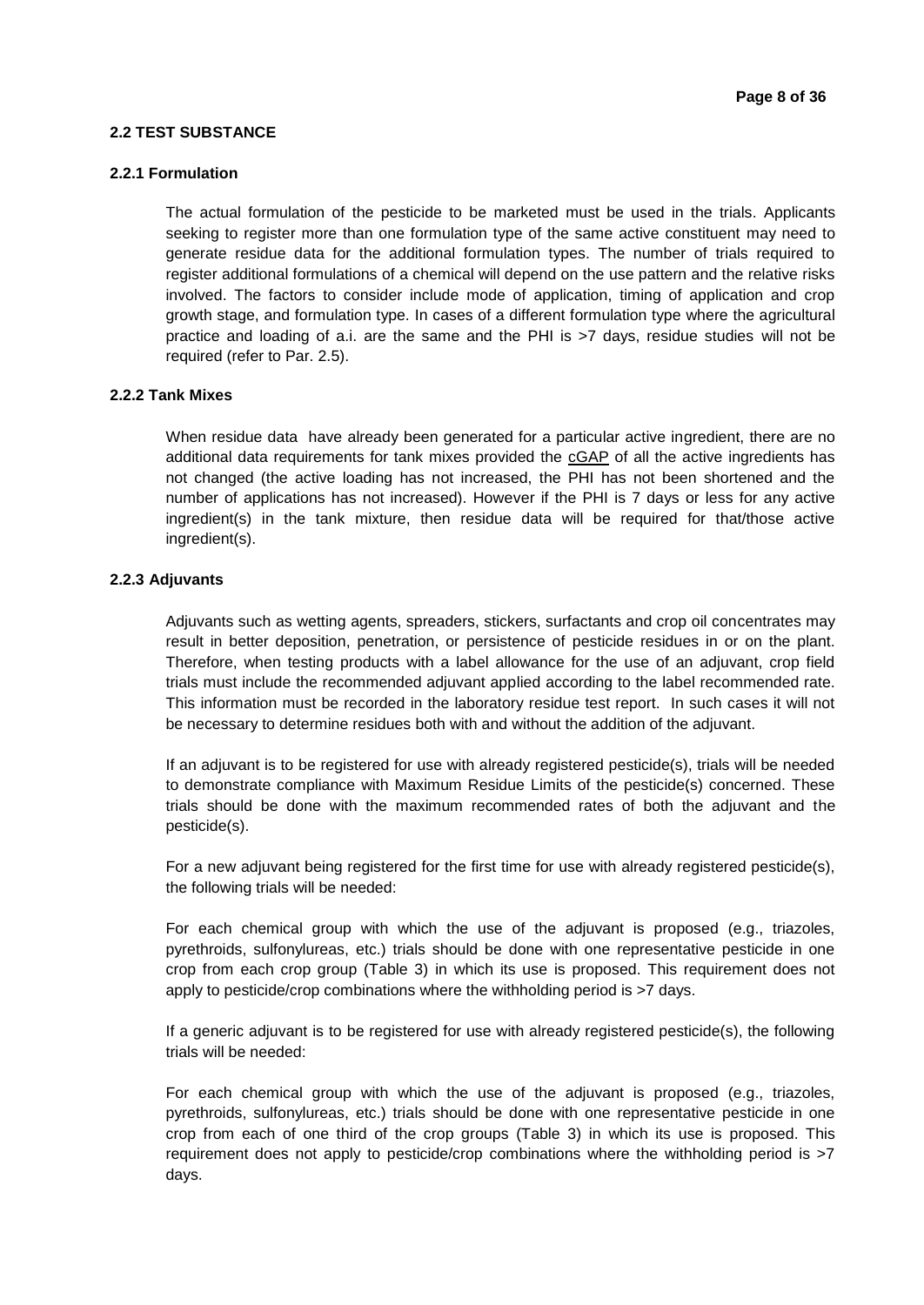## 2.2 TEST SUBSTANCE

### 2.2.1 Formulation

The actual formulation of the pesticide to be marketed must be used in the trials. Applicants seeking to register more than one formulation type of the same active constituent may need to generate residue data for the additional formulation types. The number of trials required to register additional formulations of a chemical will depend on the use pattern and the relative risks involved. The factors to consider include mode of application, timing of application and crop growth stage, and formulation type. In cases of a different formulation type where the agricultural practice and loading of a.i. are the same and the PHI is >7 days, residue studies will not be required (refer to Par. 2.5).

### 2.2.2 Tank Mixes

When residue data have already been generated for a particular active ingredient, there are no additional data requirements for tank mixes provided the cGAP of all the active ingredients has not changed (the active loading has not increased, the PHI has not been shortened and the number of applications has not increased). However if the PHI is 7 days or less for any active ingredient(s) in the tank mixture, then residue data will be required for that/those active ingredient(s).

### 2.2.3 Adjuvants

Adjuvants such as wetting agents, spreaders, stickers, surfactants and crop oil concentrates may result in better deposition, penetration, or persistence of pesticide residues in or on the plant. Therefore, when testing products with a label allowance for the use of an adjuvant, crop field trials must include the recommended adjuvant applied according to the label recommended rate. This information must be recorded in the laboratory residue test report. In such cases it will not be necessary to determine residues both with and without the addition of the adjuvant.

If an adjuvant is to be registered for use with already registered pesticide(s), trials will be needed to demonstrate compliance with Maximum Residue Limits of the pesticide(s) concerned. These trials should be done with the maximum recommended rates of both the adjuvant and the pesticide(s).

For a new adjuvant being registered for the first time for use with already registered pesticide(s), the following trials will be needed:

For each chemical group with which the use of the adjuvant is proposed (e.g., triazoles, pyrethroids, sulfonylureas, etc.) trials should be done with one representative pesticide in one crop from each crop group (Table 3) in which its use is proposed. This requirement does not apply to pesticide/crop combinations where the withholding period is >7 days.

If a generic adjuvant is to be registered for use with already registered pesticide(s), the following trials will be needed:

For each chemical group with which the use of the adjuvant is proposed (e.g., triazoles, pyrethroids, sulfonylureas, etc.) trials should be done with one representative pesticide in one crop from each of one third of the crop groups (Table 3) in which its use is proposed. This requirement does not apply to pesticide/crop combinations where the withholding period is >7 days.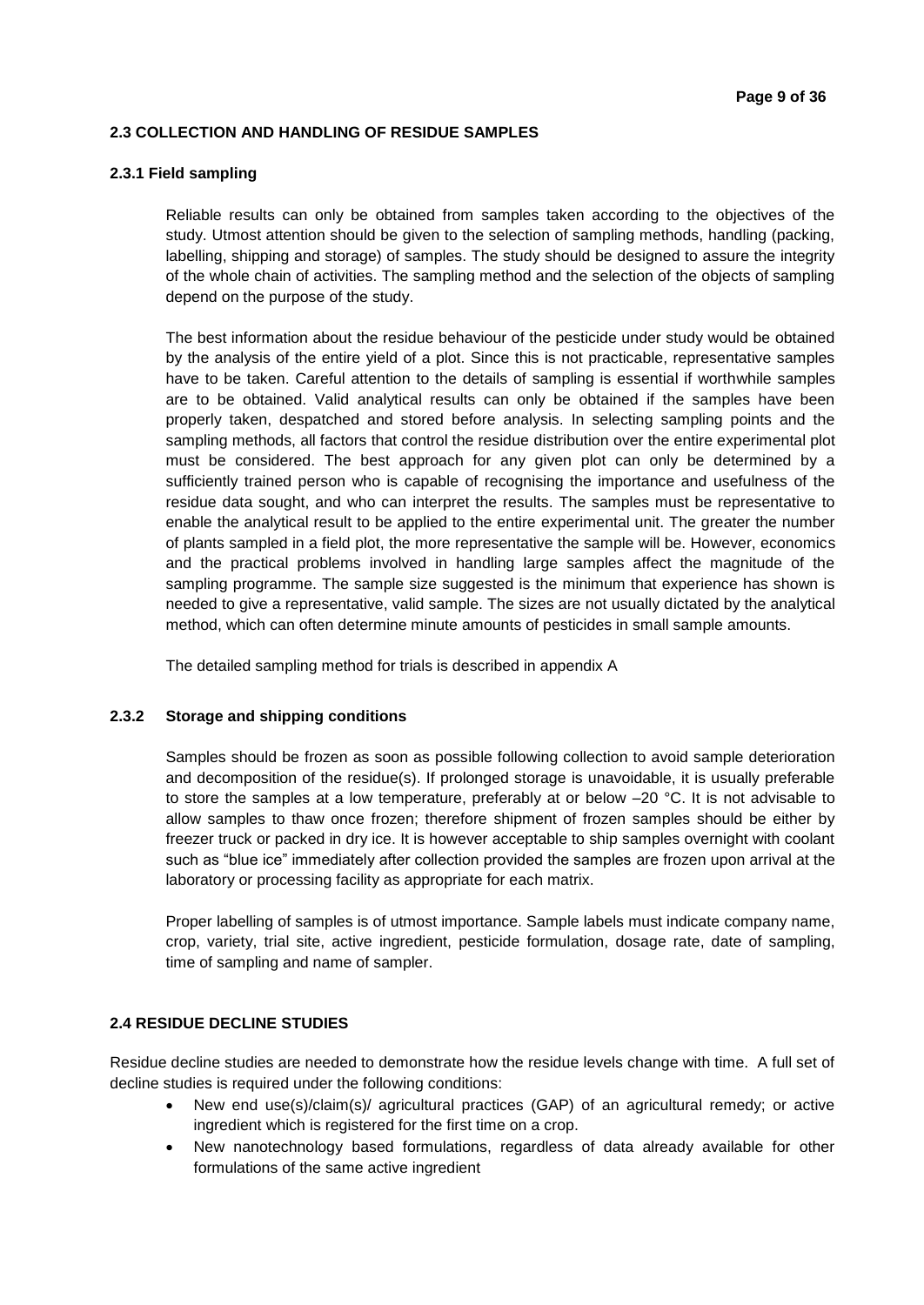## 2.3 COLLECTION AND HANDLING OF RESIDUE SAMPLES

### 2.3.1 Field sampling

Reliable results can only be obtained from samples taken according to the objectives of the study. Utmost attention should be given to the selection of sampling methods, handling (packing, labelling, shipping and storage) of samples. The study should be designed to assure the integrity of the whole chain of activities. The sampling method and the selection of the objects of sampling depend on the purpose of the study.

The best information about the residue behaviour of the pesticide under study would be obtained by the analysis of the entire yield of a plot. Since this is not practicable, representative samples have to be taken. Careful attention to the details of sampling is essential if worthwhile samples are to be obtained. Valid analytical results can only be obtained if the samples have been properly taken, despatched and stored before analysis. In selecting sampling points and the sampling methods, all factors that control the residue distribution over the entire experimental plot must be considered. The best approach for any given plot can only be determined by a sufficiently trained person who is capable of recognising the importance and usefulness of the residue data sought, and who can interpret the results. The samples must be representative to enable the analytical result to be applied to the entire experimental unit. The greater the number of plants sampled in a field plot, the more representative the sample will be. However, economics and the practical problems involved in handling large samples affect the magnitude of the sampling programme. The sample size suggested is the minimum that experience has shown is needed to give a representative, valid sample. The sizes are not usually dictated by the analytical method, which can often determine minute amounts of pesticides in small sample amounts.

The detailed sampling method for trials is described in appendix A

### 2.3.2 Storage and shipping conditions

Samples should be frozen as soon as possible following collection to avoid sample deterioration and decomposition of the residue(s). If prolonged storage is unavoidable, it is usually preferable to store the samples at a low temperature, preferably at or below –20 °C. It is not advisable to allow samples to thaw once frozen; therefore shipment of frozen samples should be either by freezer truck or packed in dry ice. It is however acceptable to ship samples overnight with coolant such as "blue ice" immediately after collection provided the samples are frozen upon arrival at the laboratory or processing facility as appropriate for each matrix.

Proper labelling of samples is of utmost importance. Sample labels must indicate company name, crop, variety, trial site, active ingredient, pesticide formulation, dosage rate, date of sampling, time of sampling and name of sampler.

## 2.4 RESIDUE DECLINE STUDIES

Residue decline studies are needed to demonstrate how the residue levels change with time. A full set of decline studies is required under the following conditions:

- New end use(s)/claim(s)/ agricultural practices (GAP) of an agricultural remedy; or active ingredient which is registered for the first time on a crop.
- New nanotechnology based formulations, regardless of data already available for other formulations of the same active ingredient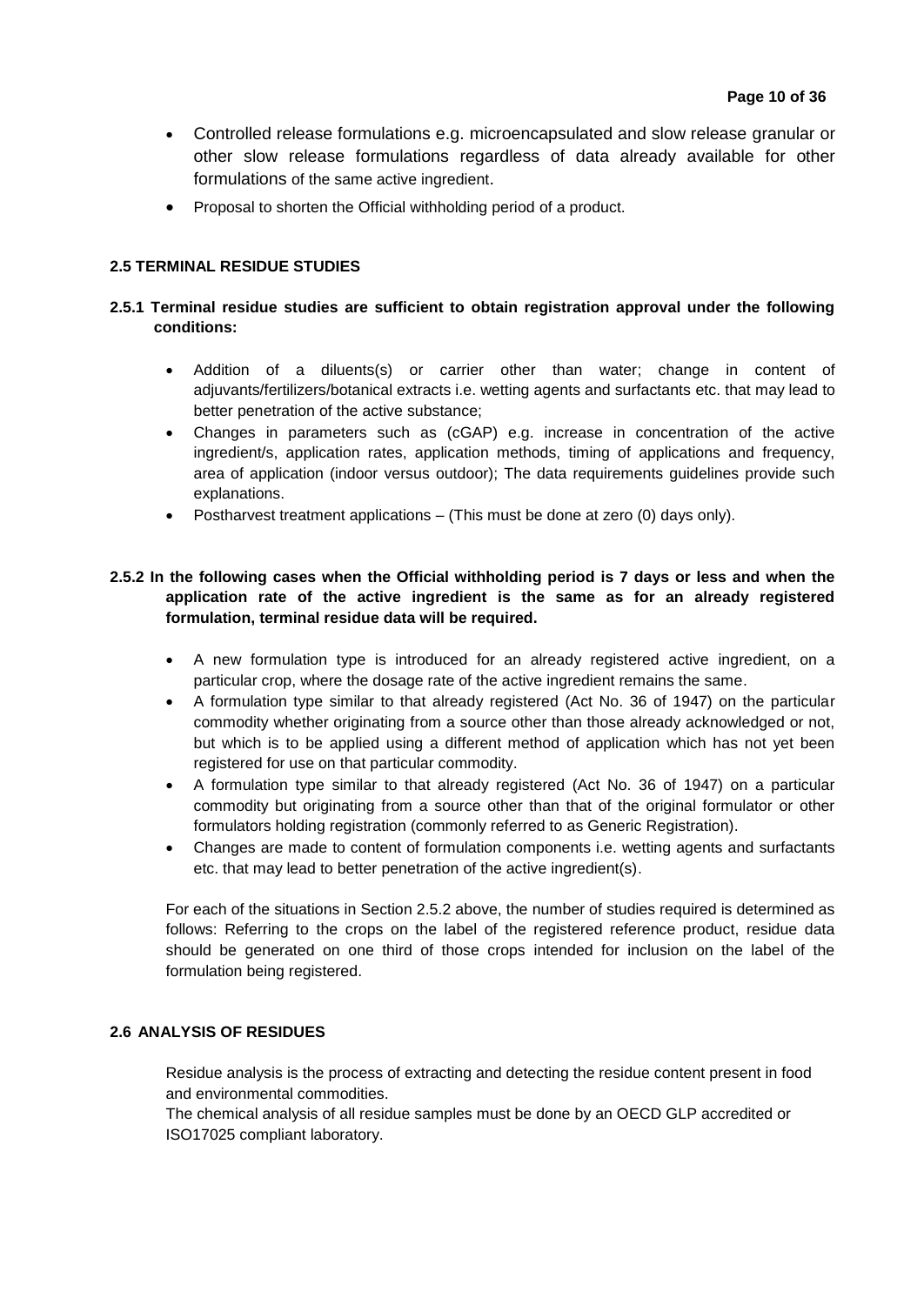- Controlled release formulations e.g. microencapsulated and slow release granular or other slow release formulations regardless of data already available for other formulations of the same active ingredient.
- Proposal to shorten the Official withholding period of a product.

### 2.5 TERMINAL RESIDUE STUDIES

#### 2.5.1 Terminal residue studies are sufficient to obtain registration approval under the following conditions:

- Addition of a diluents(s) or carrier other than water; change in content of adjuvants/fertilizers/botanical extracts i.e. wetting agents and surfactants etc. that may lead to better penetration of the active substance;
- Changes in parameters such as (cGAP) e.g. increase in concentration of the active ingredient/s, application rates, application methods, timing of applications and frequency, area of application (indoor versus outdoor); The data requirements guidelines provide such explanations.
- Postharvest treatment applications – (This must be done at zero (0) days only).

#### 2.5.2 In the following cases when the Official withholding period is 7 days or less and when the application rate of the active ingredient is the same as for an already registered formulation, terminal residue data will be required.

- A new formulation type is introduced for an already registered active ingredient, on a particular crop, where the dosage rate of the active ingredient remains the same.
- A formulation type similar to that already registered (Act No. 36 of 1947) on the particular commodity whether originating from a source other than those already acknowledged or not, but which is to be applied using a different method of application which has not yet been registered for use on that particular commodity.
- A formulation type similar to that already registered (Act No. 36 of 1947) on a particular commodity but originating from a source other than that of the original formulator or other formulators holding registration (commonly referred to as Generic Registration).
- Changes are made to content of formulation components i.e. wetting agents and surfactants etc. that may lead to better penetration of the active ingredient(s).

For each of the situations in Section 2.5.2 above, the number of studies required is determined as follows: Referring to the crops on the label of the registered reference product, residue data should be generated on one third of those crops intended for inclusion on the label of the formulation being registered.

### 2.6 ANALYSIS OF RESIDUES

Residue analysis is the process of extracting and detecting the residue content present in food and environmental commodities.
The chemical analysis of all residue samples must be done by an OECD GLP accredited or ISO17025 compliant laboratory.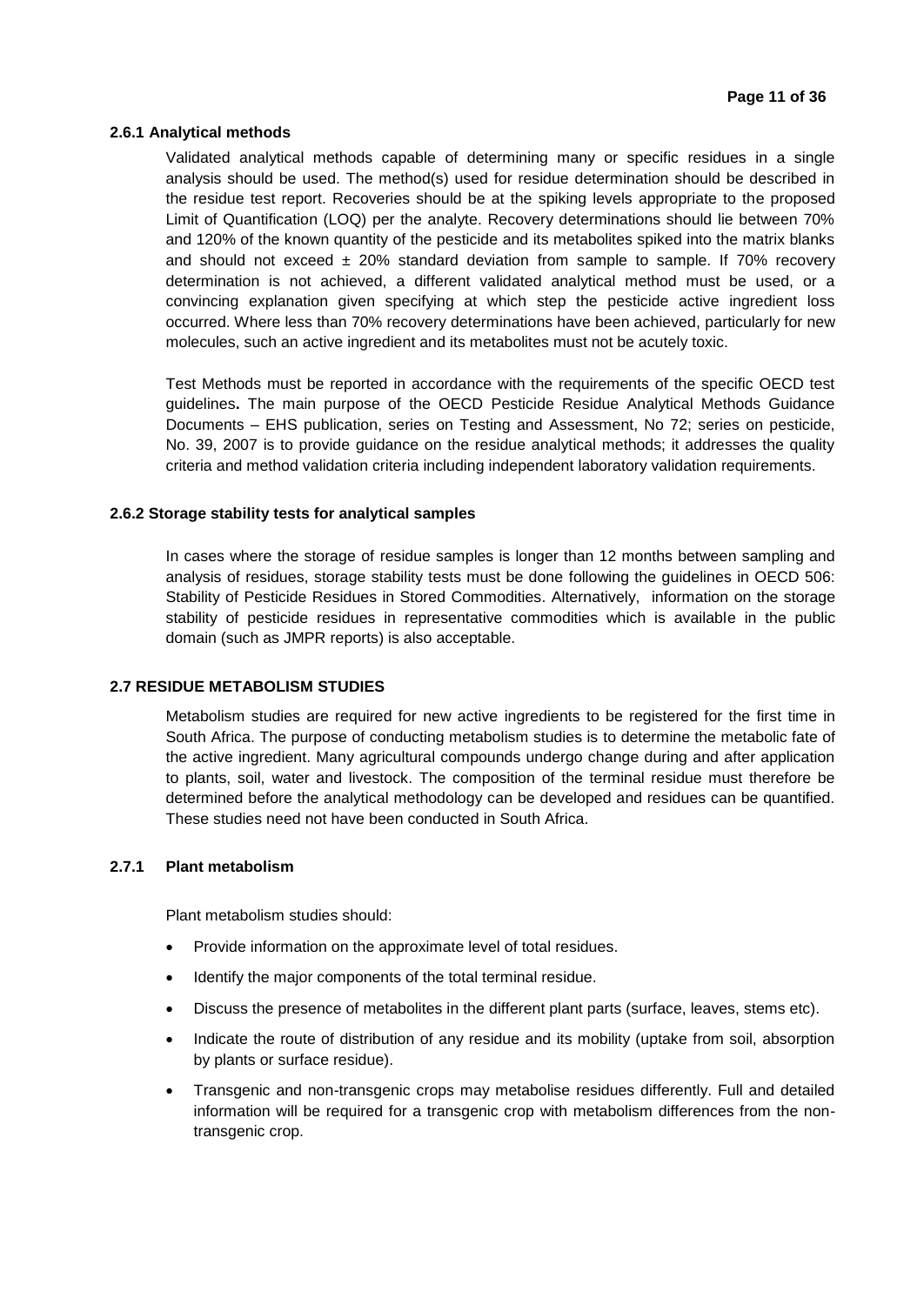### 2.6.1 Analytical methods

Validated analytical methods capable of determining many or specific residues in a single analysis should be used. The method(s) used for residue determination should be described in the residue test report. Recoveries should be at the spiking levels appropriate to the proposed Limit of Quantification (LOQ) per the analyte. Recovery determinations should lie between 70% and 120% of the known quantity of the pesticide and its metabolites spiked into the matrix blanks and should not exceed ± 20% standard deviation from sample to sample. If 70% recovery determination is not achieved, a different validated analytical method must be used, or a convincing explanation given specifying at which step the pesticide active ingredient loss occurred. Where less than 70% recovery determinations have been achieved, particularly for new molecules, such an active ingredient and its metabolites must not be acutely toxic.

Test Methods must be reported in accordance with the requirements of the specific OECD test guidelines**.** The main purpose of the OECD Pesticide Residue Analytical Methods Guidance Documents – EHS publication, series on Testing and Assessment, No 72; series on pesticide, No. 39, 2007 is to provide guidance on the residue analytical methods; it addresses the quality criteria and method validation criteria including independent laboratory validation requirements.

### 2.6.2 Storage stability tests for analytical samples

In cases where the storage of residue samples is longer than 12 months between sampling and analysis of residues, storage stability tests must be done following the guidelines in OECD 506: Stability of Pesticide Residues in Stored Commodities. Alternatively, information on the storage stability of pesticide residues in representative commodities which is available in the public domain (such as JMPR reports) is also acceptable.

## 2.7 RESIDUE METABOLISM STUDIES

Metabolism studies are required for new active ingredients to be registered for the first time in South Africa. The purpose of conducting metabolism studies is to determine the metabolic fate of the active ingredient. Many agricultural compounds undergo change during and after application to plants, soil, water and livestock. The composition of the terminal residue must therefore be determined before the analytical methodology can be developed and residues can be quantified. These studies need not have been conducted in South Africa.

### 2.7.1 Plant metabolism

Plant metabolism studies should:

- Provide information on the approximate level of total residues.
- Identify the major components of the total terminal residue.
- Discuss the presence of metabolites in the different plant parts (surface, leaves, stems etc).
- Indicate the route of distribution of any residue and its mobility (uptake from soil, absorption by plants or surface residue).
- Transgenic and non-transgenic crops may metabolise residues differently. Full and detailed information will be required for a transgenic crop with metabolism differences from the non-transgenic crop.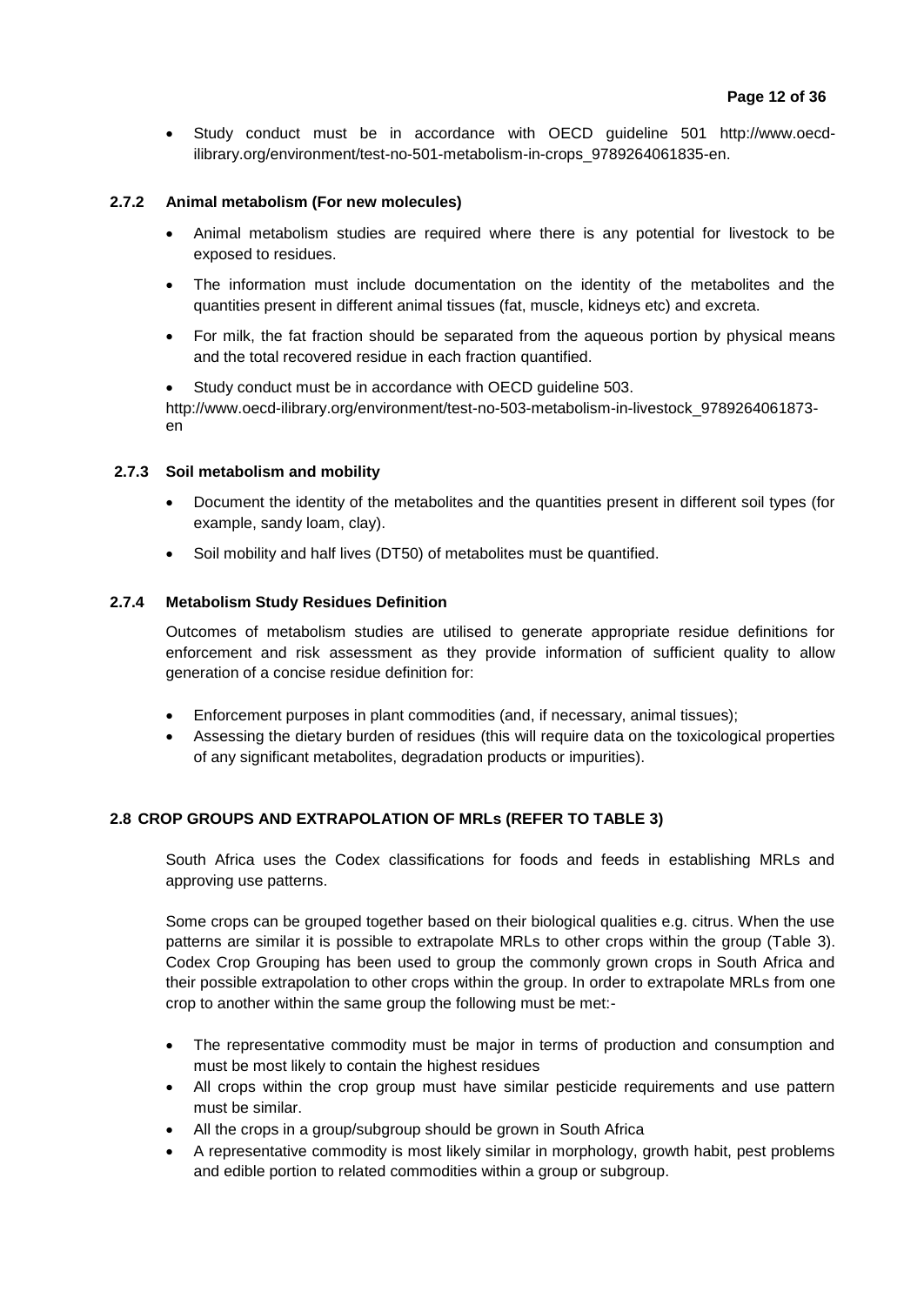- Study conduct must be in accordance with OECD guideline 501 http://www.oecd-ilibrary.org/environment/test-no-501-metabolism-in-crops_9789264061835-en.

### 2.7.2 Animal metabolism (For new molecules)

- Animal metabolism studies are required where there is any potential for livestock to be exposed to residues.
- The information must include documentation on the identity of the metabolites and the quantities present in different animal tissues (fat, muscle, kidneys etc) and excreta.
- For milk, the fat fraction should be separated from the aqueous portion by physical means and the total recovered residue in each fraction quantified.
- Study conduct must be in accordance with OECD guideline 503.

http://www.oecd-ilibrary.org/environment/test-no-503-metabolism-in-livestock_9789264061873-en

### 2.7.3 Soil metabolism and mobility

- Document the identity of the metabolites and the quantities present in different soil types (for example, sandy loam, clay).
- Soil mobility and half lives (DT50) of metabolites must be quantified.

### 2.7.4 Metabolism Study Residues Definition

Outcomes of metabolism studies are utilised to generate appropriate residue definitions for enforcement and risk assessment as they provide information of sufficient quality to allow generation of a concise residue definition for:

- Enforcement purposes in plant commodities (and, if necessary, animal tissues);
- Assessing the dietary burden of residues (this will require data on the toxicological properties of any significant metabolites, degradation products or impurities).

## 2.8 CROP GROUPS AND EXTRAPOLATION OF MRLs (REFER TO TABLE 3)

South Africa uses the Codex classifications for foods and feeds in establishing MRLs and approving use patterns.

Some crops can be grouped together based on their biological qualities e.g. citrus. When the use patterns are similar it is possible to extrapolate MRLs to other crops within the group (Table 3). Codex Crop Grouping has been used to group the commonly grown crops in South Africa and their possible extrapolation to other crops within the group. In order to extrapolate MRLs from one crop to another within the same group the following must be met:-

- The representative commodity must be major in terms of production and consumption and must be most likely to contain the highest residues
- All crops within the crop group must have similar pesticide requirements and use pattern must be similar.
- All the crops in a group/subgroup should be grown in South Africa
- A representative commodity is most likely similar in morphology, growth habit, pest problems and edible portion to related commodities within a group or subgroup.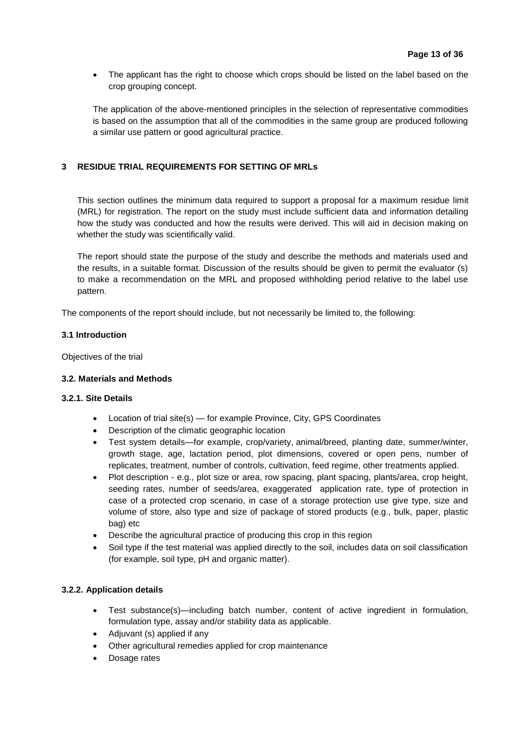- The applicant has the right to choose which crops should be listed on the label based on the crop grouping concept.

The application of the above-mentioned principles in the selection of representative commodities is based on the assumption that all of the commodities in the same group are produced following a similar use pattern or good agricultural practice.

## 3 RESIDUE TRIAL REQUIREMENTS FOR SETTING OF MRLs

This section outlines the minimum data required to support a proposal for a maximum residue limit (MRL) for registration. The report on the study must include sufficient data and information detailing how the study was conducted and how the results were derived. This will aid in decision making on whether the study was scientifically valid.

The report should state the purpose of the study and describe the methods and materials used and the results, in a suitable format. Discussion of the results should be given to permit the evaluator (s) to make a recommendation on the MRL and proposed withholding period relative to the label use pattern.

The components of the report should include, but not necessarily be limited to, the following:

### 3.1 Introduction

Objectives of the trial

### 3.2. Materials and Methods

#### 3.2.1. Site Details

- Location of trial site(s) — for example Province, City, GPS Coordinates
- Description of the climatic geographic location
- Test system details—for example, crop/variety, animal/breed, planting date, summer/winter, growth stage, age, lactation period, plot dimensions, covered or open pens, number of replicates, treatment, number of controls, cultivation, feed regime, other treatments applied.
- Plot description - e.g., plot size or area, row spacing, plant spacing, plants/area, crop height, seeding rates, number of seeds/area, exaggerated application rate, type of protection in case of a protected crop scenario, in case of a storage protection use give type, size and volume of store, also type and size of package of stored products (e.g., bulk, paper, plastic bag) etc
- Describe the agricultural practice of producing this crop in this region
- Soil type if the test material was applied directly to the soil, includes data on soil classification (for example, soil type, pH and organic matter).

#### 3.2.2. Application details

- Test substance(s)—including batch number, content of active ingredient in formulation, formulation type, assay and/or stability data as applicable.
- Adjuvant (s) applied if any
- Other agricultural remedies applied for crop maintenance
- Dosage rates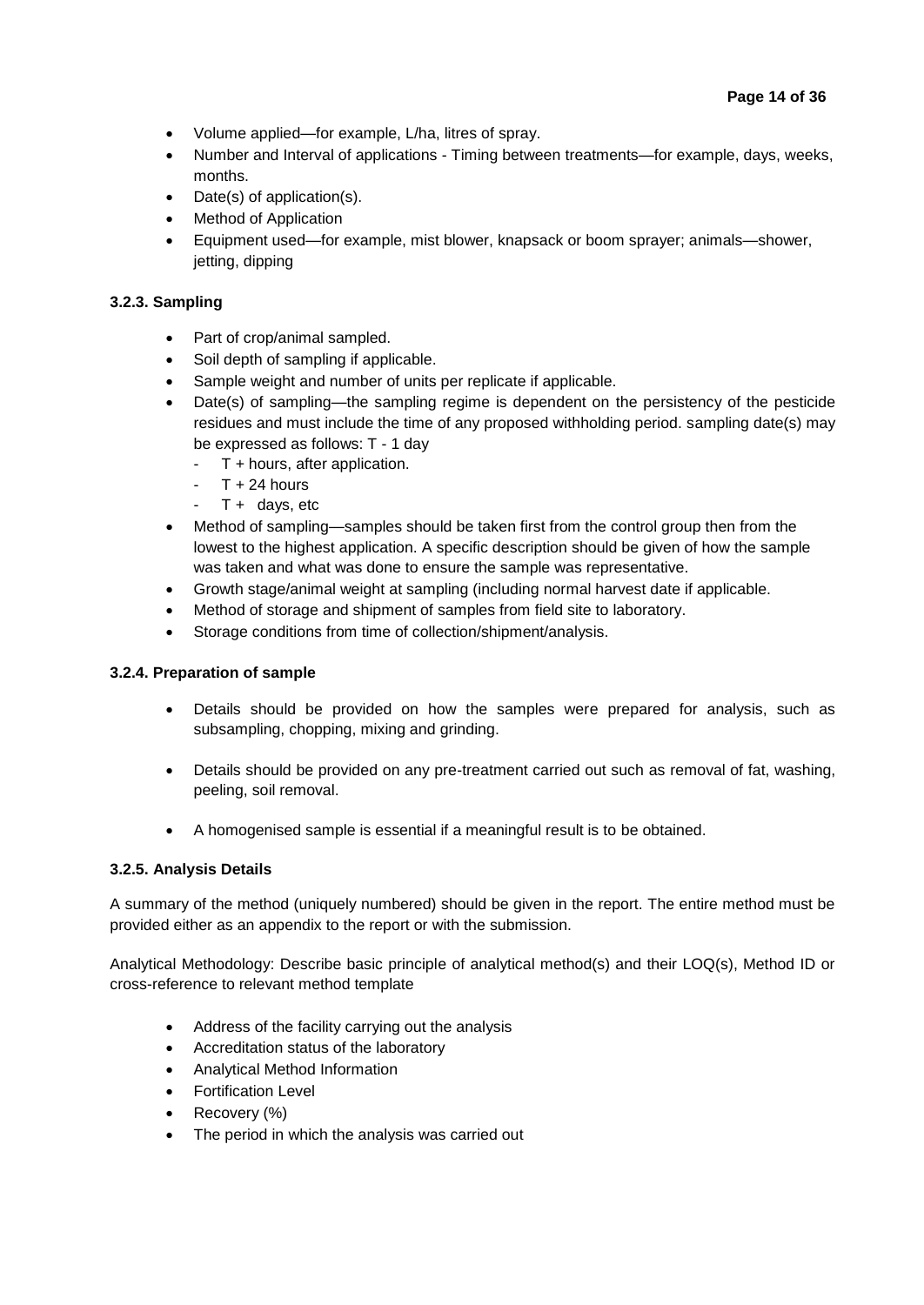- Volume applied—for example, L/ha, litres of spray.
- Number and Interval of applications - Timing between treatments—for example, days, weeks, months.
- Date(s) of application(s).
- Method of Application
- Equipment used—for example, mist blower, knapsack or boom sprayer; animals—shower, jetting, dipping

### 3.2.3. Sampling

- Part of crop/animal sampled.
- Soil depth of sampling if applicable.
- Sample weight and number of units per replicate if applicable.
- Date(s) of sampling—the sampling regime is dependent on the persistency of the pesticide residues and must include the time of any proposed withholding period. sampling date(s) may be expressed as follows: T - 1 day
  - T + hours, after application.
  - T + 24 hours
  - T + days, etc
- Method of sampling—samples should be taken first from the control group then from the lowest to the highest application. A specific description should be given of how the sample was taken and what was done to ensure the sample was representative.
- Growth stage/animal weight at sampling (including normal harvest date if applicable.
- Method of storage and shipment of samples from field site to laboratory.
- Storage conditions from time of collection/shipment/analysis.

### 3.2.4. Preparation of sample

- Details should be provided on how the samples were prepared for analysis, such as subsampling, chopping, mixing and grinding.
- Details should be provided on any pre-treatment carried out such as removal of fat, washing, peeling, soil removal.
- A homogenised sample is essential if a meaningful result is to be obtained.

### 3.2.5. Analysis Details

A summary of the method (uniquely numbered) should be given in the report. The entire method must be provided either as an appendix to the report or with the submission.

Analytical Methodology: Describe basic principle of analytical method(s) and their LOQ(s), Method ID or cross-reference to relevant method template

- Address of the facility carrying out the analysis
- Accreditation status of the laboratory
- Analytical Method Information
- Fortification Level
- Recovery (%)
- The period in which the analysis was carried out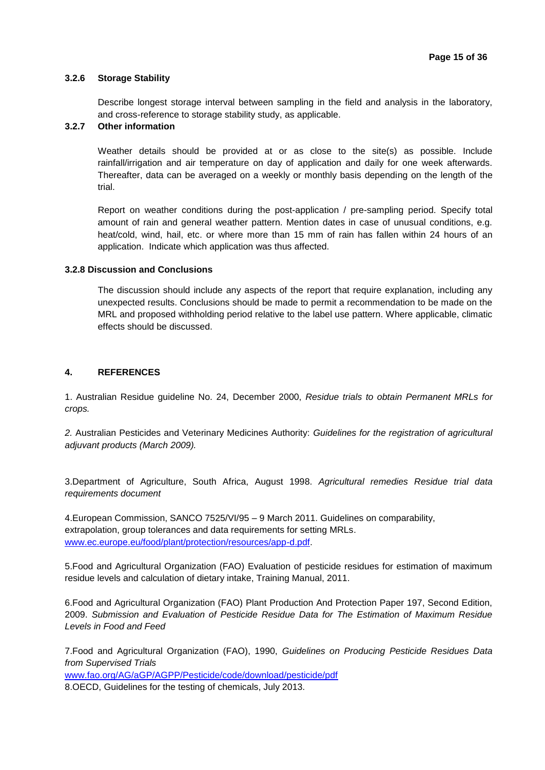### 3.2.6 Storage Stability

Describe longest storage interval between sampling in the field and analysis in the laboratory, and cross-reference to storage stability study, as applicable.

### 3.2.7 Other information

Weather details should be provided at or as close to the site(s) as possible. Include rainfall/irrigation and air temperature on day of application and daily for one week afterwards. Thereafter, data can be averaged on a weekly or monthly basis depending on the length of the trial.

Report on weather conditions during the post-application / pre-sampling period. Specify total amount of rain and general weather pattern. Mention dates in case of unusual conditions, e.g. heat/cold, wind, hail, etc. or where more than 15 mm of rain has fallen within 24 hours of an application. Indicate which application was thus affected.

### 3.2.8 Discussion and Conclusions

The discussion should include any aspects of the report that require explanation, including any unexpected results. Conclusions should be made to permit a recommendation to be made on the MRL and proposed withholding period relative to the label use pattern. Where applicable, climatic effects should be discussed.

## 4. REFERENCES

1. Australian Residue guideline No. 24, December 2000, *Residue trials to obtain Permanent MRLs for crops.*

*2.* Australian Pesticides and Veterinary Medicines Authority: *Guidelines for the registration of agricultural adjuvant products (March 2009).*

3.Department of Agriculture, South Africa, August 1998. *Agricultural remedies Residue trial data requirements document*

4.European Commission, SANCO 7525/VI/95 – 9 March 2011. Guidelines on comparability, extrapolation, group tolerances and data requirements for setting MRLs. [www.ec.europe.eu/food/plant/protection/resources/app-d.pdf](www.ec.europe.eu/food/plant/protection/resources/app-d.pdf).

5.Food and Agricultural Organization (FAO) Evaluation of pesticide residues for estimation of maximum residue levels and calculation of dietary intake, Training Manual, 2011.

6.Food and Agricultural Organization (FAO) Plant Production And Protection Paper 197, Second Edition, 2009. *Submission and Evaluation of Pesticide Residue Data for The Estimation of Maximum Residue Levels in Food and Feed*

7.Food and Agricultural Organization (FAO), 1990, *Guidelines on Producing Pesticide Residues Data from Supervised Trials*
[www.fao.org/AG/aGP/AGPP/Pesticide/code/download/pesticide/pdf](www.fao.org/AG/aGP/AGPP/Pesticide/code/download/pesticide/pdf)

8.OECD, Guidelines for the testing of chemicals, July 2013.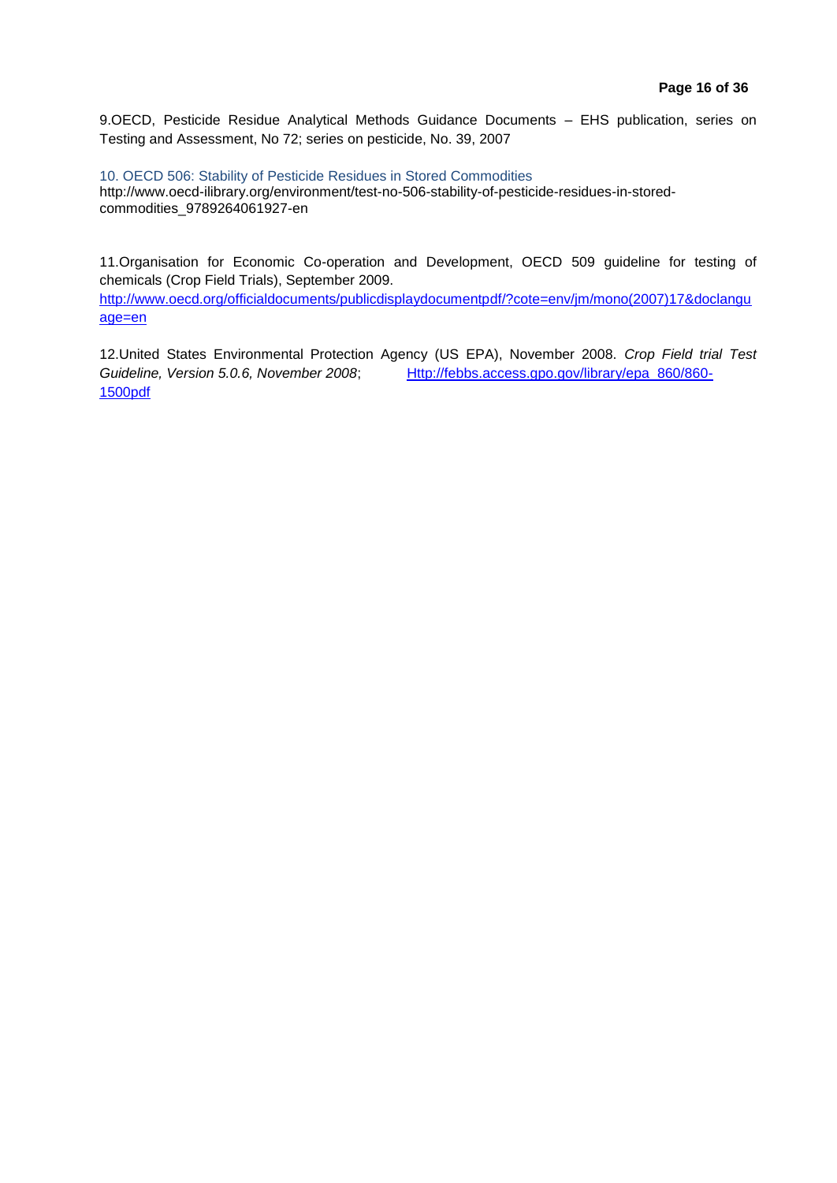9.OECD, Pesticide Residue Analytical Methods Guidance Documents – EHS publication, series on Testing and Assessment, No 72; series on pesticide, No. 39, 2007

10. OECD 506: Stability of Pesticide Residues in Stored Commodities
http://www.oecd-ilibrary.org/environment/test-no-506-stability-of-pesticide-residues-in-stored-commodities_9789264061927-en

11.Organisation for Economic Co-operation and Development, OECD 509 guideline for testing of chemicals (Crop Field Trials), September 2009.
http://www.oecd.org/officialdocuments/publicdisplaydocumentpdf/?cote=env/jm/mono(2007)17&doclanguage=en

12.United States Environmental Protection Agency (US EPA), November 2008. *Crop Field trial Test Guideline, Version 5.0.6, November 2008*; Http://febbs.access.gpo.gov/library/epa_860/860-1500pdf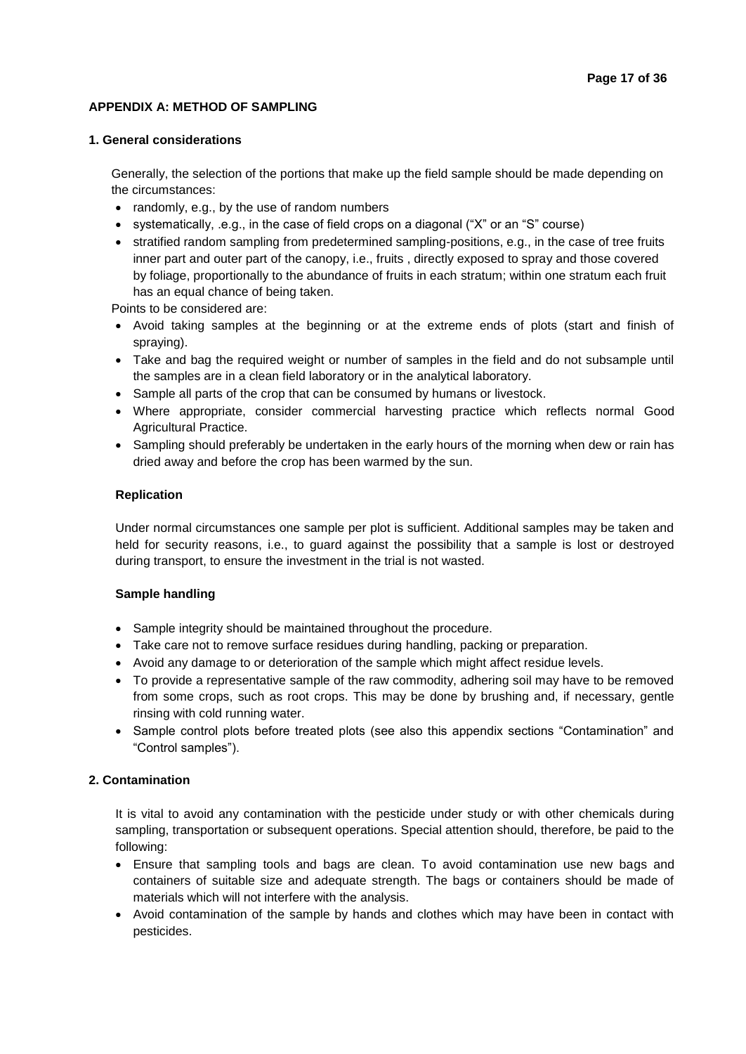## APPENDIX A: METHOD OF SAMPLING

### 1. General considerations

Generally, the selection of the portions that make up the field sample should be made depending on the circumstances:

- randomly, e.g., by the use of random numbers
- systematically, .e.g., in the case of field crops on a diagonal ("X" or an "S" course)
- stratified random sampling from predetermined sampling-positions, e.g., in the case of tree fruits inner part and outer part of the canopy, i.e., fruits , directly exposed to spray and those covered by foliage, proportionally to the abundance of fruits in each stratum; within one stratum each fruit has an equal chance of being taken.

Points to be considered are:

- Avoid taking samples at the beginning or at the extreme ends of plots (start and finish of spraying).
- Take and bag the required weight or number of samples in the field and do not subsample until the samples are in a clean field laboratory or in the analytical laboratory.
- Sample all parts of the crop that can be consumed by humans or livestock.
- Where appropriate, consider commercial harvesting practice which reflects normal Good Agricultural Practice.
- Sampling should preferably be undertaken in the early hours of the morning when dew or rain has dried away and before the crop has been warmed by the sun.

#### Replication

Under normal circumstances one sample per plot is sufficient. Additional samples may be taken and held for security reasons, i.e., to guard against the possibility that a sample is lost or destroyed during transport, to ensure the investment in the trial is not wasted.

#### Sample handling

- Sample integrity should be maintained throughout the procedure.
- Take care not to remove surface residues during handling, packing or preparation.
- Avoid any damage to or deterioration of the sample which might affect residue levels.
- To provide a representative sample of the raw commodity, adhering soil may have to be removed from some crops, such as root crops. This may be done by brushing and, if necessary, gentle rinsing with cold running water.
- Sample control plots before treated plots (see also this appendix sections "Contamination" and "Control samples").

### 2. Contamination

It is vital to avoid any contamination with the pesticide under study or with other chemicals during sampling, transportation or subsequent operations. Special attention should, therefore, be paid to the following:

- Ensure that sampling tools and bags are clean. To avoid contamination use new bags and containers of suitable size and adequate strength. The bags or containers should be made of materials which will not interfere with the analysis.
- Avoid contamination of the sample by hands and clothes which may have been in contact with pesticides.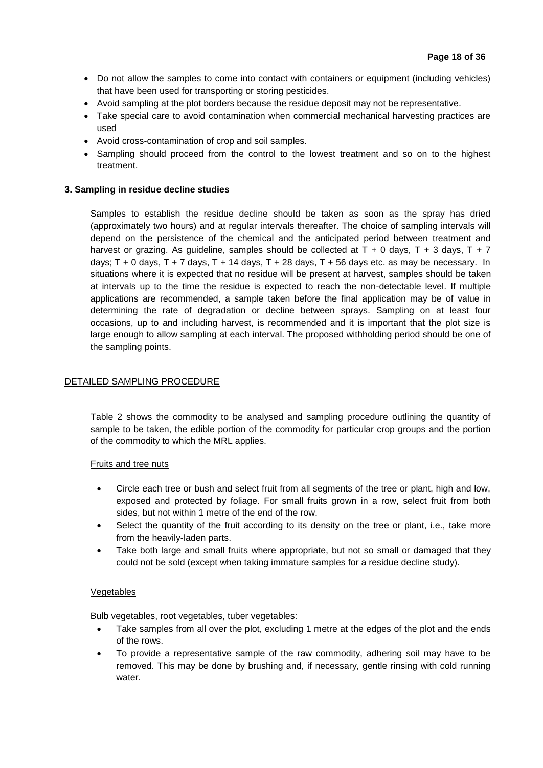- Do not allow the samples to come into contact with containers or equipment (including vehicles) that have been used for transporting or storing pesticides.
- Avoid sampling at the plot borders because the residue deposit may not be representative.
- Take special care to avoid contamination when commercial mechanical harvesting practices are used
- Avoid cross-contamination of crop and soil samples.
- Sampling should proceed from the control to the lowest treatment and so on to the highest treatment.

**3. Sampling in residue decline studies**

Samples to establish the residue decline should be taken as soon as the spray has dried (approximately two hours) and at regular intervals thereafter. The choice of sampling intervals will depend on the persistence of the chemical and the anticipated period between treatment and harvest or grazing. As guideline, samples should be collected at T + 0 days, T + 3 days, T + 7 days; T + 0 days, T + 7 days, T + 14 days, T + 28 days, T + 56 days etc. as may be necessary. In situations where it is expected that no residue will be present at harvest, samples should be taken at intervals up to the time the residue is expected to reach the non-detectable level. If multiple applications are recommended, a sample taken before the final application may be of value in determining the rate of degradation or decline between sprays. Sampling on at least four occasions, up to and including harvest, is recommended and it is important that the plot size is large enough to allow sampling at each interval. The proposed withholding period should be one of the sampling points.

## DETAILED SAMPLING PROCEDURE

Table 2 shows the commodity to be analysed and sampling procedure outlining the quantity of sample to be taken, the edible portion of the commodity for particular crop groups and the portion of the commodity to which the MRL applies.

### Fruits and tree nuts

- Circle each tree or bush and select fruit from all segments of the tree or plant, high and low, exposed and protected by foliage. For small fruits grown in a row, select fruit from both sides, but not within 1 metre of the end of the row.
- Select the quantity of the fruit according to its density on the tree or plant, i.e., take more from the heavily-laden parts.
- Take both large and small fruits where appropriate, but not so small or damaged that they could not be sold (except when taking immature samples for a residue decline study).

### Vegetables

Bulb vegetables, root vegetables, tuber vegetables:

- Take samples from all over the plot, excluding 1 metre at the edges of the plot and the ends of the rows.
- To provide a representative sample of the raw commodity, adhering soil may have to be removed. This may be done by brushing and, if necessary, gentle rinsing with cold running water.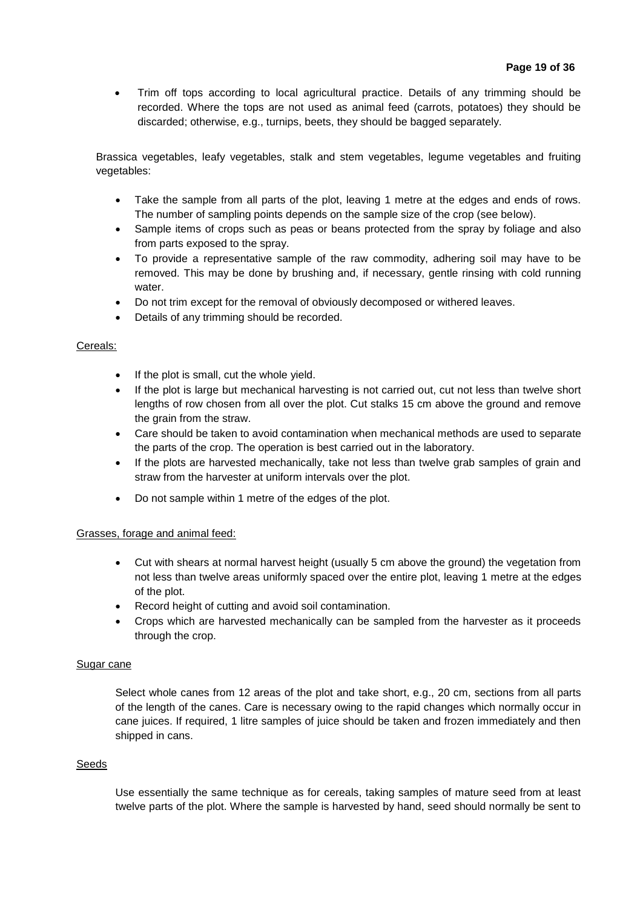- Trim off tops according to local agricultural practice. Details of any trimming should be recorded. Where the tops are not used as animal feed (carrots, potatoes) they should be discarded; otherwise, e.g., turnips, beets, they should be bagged separately.

Brassica vegetables, leafy vegetables, stalk and stem vegetables, legume vegetables and fruiting vegetables:

- Take the sample from all parts of the plot, leaving 1 metre at the edges and ends of rows. The number of sampling points depends on the sample size of the crop (see below).
- Sample items of crops such as peas or beans protected from the spray by foliage and also from parts exposed to the spray.
- To provide a representative sample of the raw commodity, adhering soil may have to be removed. This may be done by brushing and, if necessary, gentle rinsing with cold running water.
- Do not trim except for the removal of obviously decomposed or withered leaves.
- Details of any trimming should be recorded.

<u>Cereals:</u>

- If the plot is small, cut the whole yield.
- If the plot is large but mechanical harvesting is not carried out, cut not less than twelve short lengths of row chosen from all over the plot. Cut stalks 15 cm above the ground and remove the grain from the straw.
- Care should be taken to avoid contamination when mechanical methods are used to separate the parts of the crop. The operation is best carried out in the laboratory.
- If the plots are harvested mechanically, take not less than twelve grab samples of grain and straw from the harvester at uniform intervals over the plot.
- Do not sample within 1 metre of the edges of the plot.

<u>Grasses, forage and animal feed:</u>

- Cut with shears at normal harvest height (usually 5 cm above the ground) the vegetation from not less than twelve areas uniformly spaced over the entire plot, leaving 1 metre at the edges of the plot.
- Record height of cutting and avoid soil contamination.
- Crops which are harvested mechanically can be sampled from the harvester as it proceeds through the crop.

<u>Sugar cane</u>

Select whole canes from 12 areas of the plot and take short, e.g., 20 cm, sections from all parts of the length of the canes. Care is necessary owing to the rapid changes which normally occur in cane juices. If required, 1 litre samples of juice should be taken and frozen immediately and then shipped in cans.

<u>Seeds</u>

Use essentially the same technique as for cereals, taking samples of mature seed from at least twelve parts of the plot. Where the sample is harvested by hand, seed should normally be sent to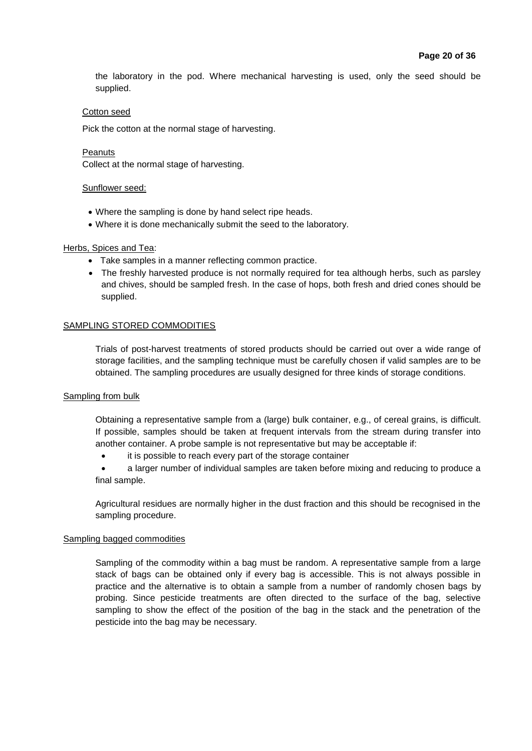the laboratory in the pod. Where mechanical harvesting is used, only the seed should be supplied.

Cotton seed

Pick the cotton at the normal stage of harvesting.

Peanuts

Collect at the normal stage of harvesting.

Sunflower seed:

- Where the sampling is done by hand select ripe heads.
- Where it is done mechanically submit the seed to the laboratory.

Herbs, Spices and Tea:

- Take samples in a manner reflecting common practice.
- The freshly harvested produce is not normally required for tea although herbs, such as parsley and chives, should be sampled fresh. In the case of hops, both fresh and dried cones should be supplied.

## SAMPLING STORED COMMODITIES

Trials of post-harvest treatments of stored products should be carried out over a wide range of storage facilities, and the sampling technique must be carefully chosen if valid samples are to be obtained. The sampling procedures are usually designed for three kinds of storage conditions.

### Sampling from bulk

Obtaining a representative sample from a (large) bulk container, e.g., of cereal grains, is difficult. If possible, samples should be taken at frequent intervals from the stream during transfer into another container. A probe sample is not representative but may be acceptable if:

- it is possible to reach every part of the storage container
- a larger number of individual samples are taken before mixing and reducing to produce a final sample.

Agricultural residues are normally higher in the dust fraction and this should be recognised in the sampling procedure.

### Sampling bagged commodities

Sampling of the commodity within a bag must be random. A representative sample from a large stack of bags can be obtained only if every bag is accessible. This is not always possible in practice and the alternative is to obtain a sample from a number of randomly chosen bags by probing. Since pesticide treatments are often directed to the surface of the bag, selective sampling to show the effect of the position of the bag in the stack and the penetration of the pesticide into the bag may be necessary.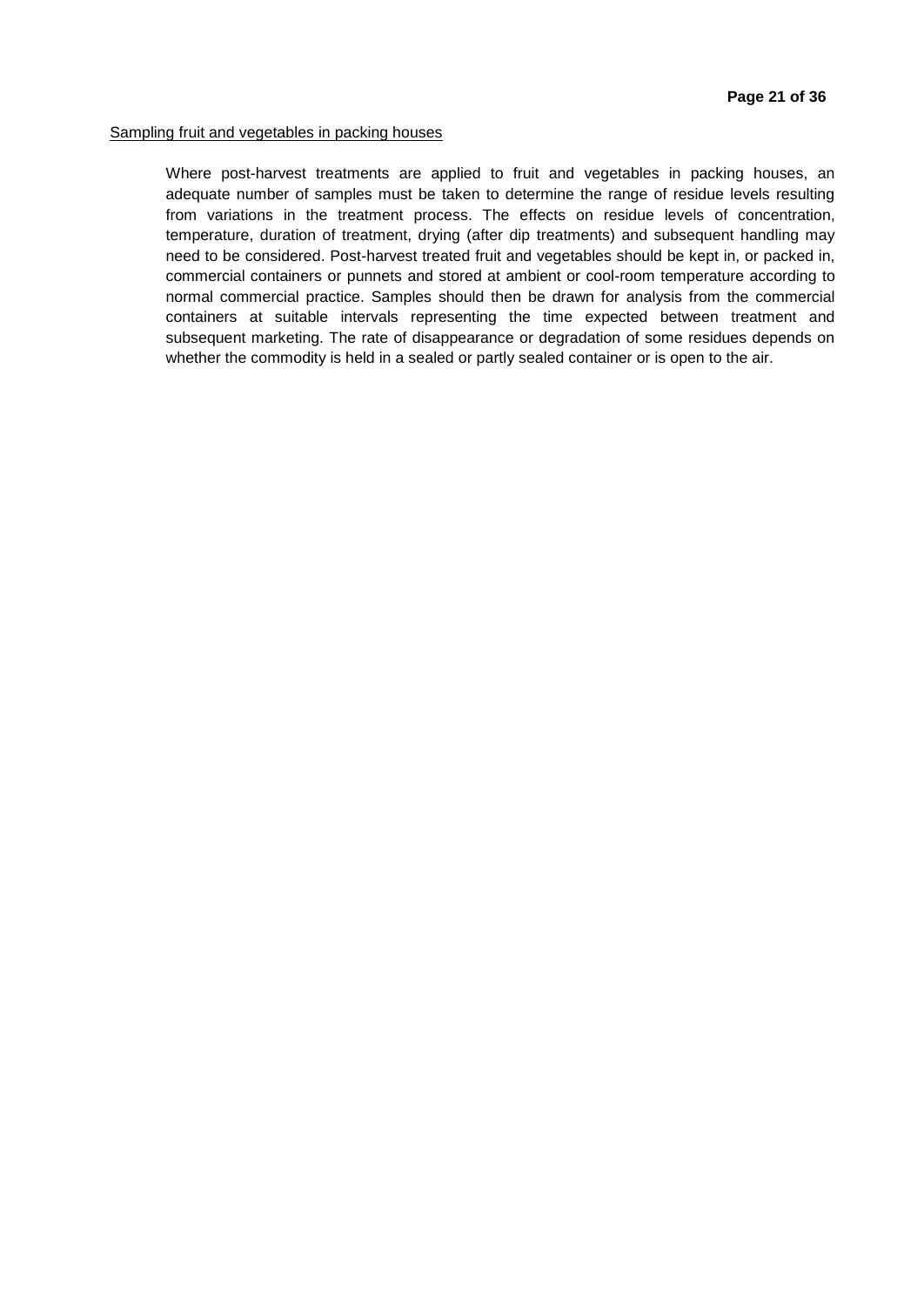Sampling fruit and vegetables in packing houses

Where post-harvest treatments are applied to fruit and vegetables in packing houses, an adequate number of samples must be taken to determine the range of residue levels resulting from variations in the treatment process. The effects on residue levels of concentration, temperature, duration of treatment, drying (after dip treatments) and subsequent handling may need to be considered. Post-harvest treated fruit and vegetables should be kept in, or packed in, commercial containers or punnets and stored at ambient or cool-room temperature according to normal commercial practice. Samples should then be drawn for analysis from the commercial containers at suitable intervals representing the time expected between treatment and subsequent marketing. The rate of disappearance or degradation of some residues depends on whether the commodity is held in a sealed or partly sealed container or is open to the air.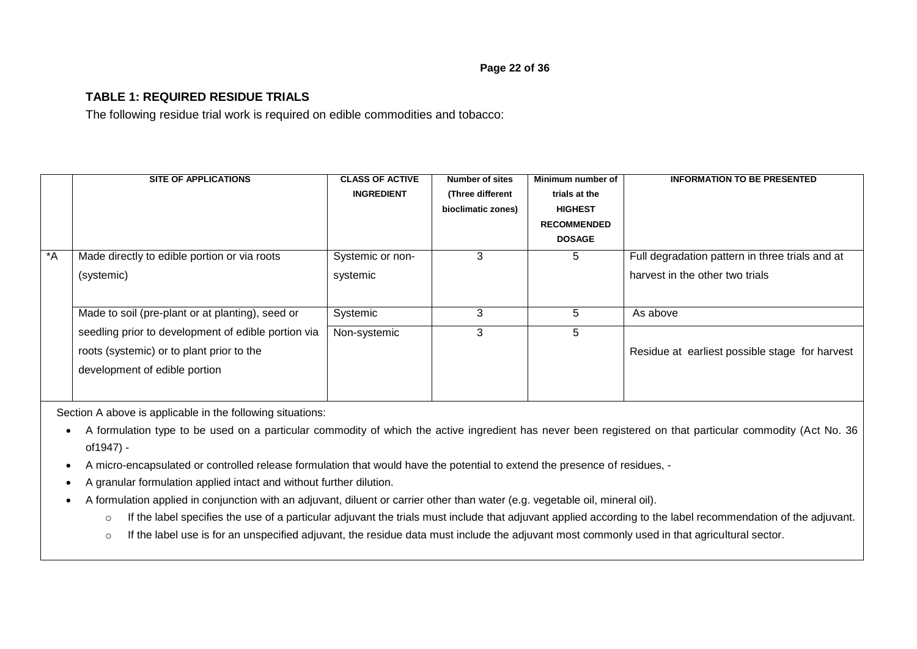**TABLE 1: REQUIRED RESIDUE TRIALS**

The following residue trial work is required on edible commodities and tobacco:

| | SITE OF APPLICATIONS | CLASS OF ACTIVE INGREDIENT | Number of sites (Three different bioclimatic zones) | Minimum number of trials at the HIGHEST RECOMMENDED DOSAGE | INFORMATION TO BE PRESENTED |
|---|---|---|---|---|---|
| *A | Made directly to edible portion or via roots (systemic) | Systemic or non-systemic | 3 | 5 | Full degradation pattern in three trials and at harvest in the other two trials |
| | Made to soil (pre-plant or at planting), seed or seedling prior to development of edible portion via roots (systemic) or to plant prior to the development of edible portion | Systemic | 3 | 5 | As above |
| | | Non-systemic | 3 | 5 | Residue at earliest possible stage for harvest |

Section A above is applicable in the following situations:

- A formulation type to be used on a particular commodity of which the active ingredient has never been registered on that particular commodity (Act No. 36 of1947) -
- A micro-encapsulated or controlled release formulation that would have the potential to extend the presence of residues, -
- A granular formulation applied intact and without further dilution.
- A formulation applied in conjunction with an adjuvant, diluent or carrier other than water (e.g. vegetable oil, mineral oil).
    - If the label specifies the use of a particular adjuvant the trials must include that adjuvant applied according to the label recommendation of the adjuvant.
    - If the label use is for an unspecified adjuvant, the residue data must include the adjuvant most commonly used in that agricultural sector.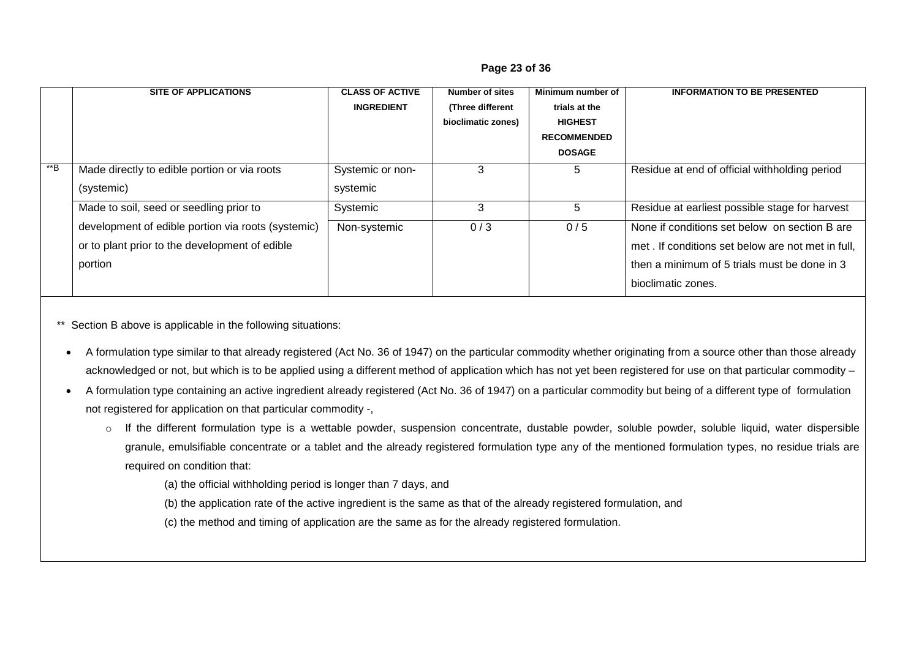| | SITE OF APPLICATIONS | CLASS OF ACTIVE INGREDIENT | Number of sites (Three different bioclimatic zones) | Minimum number of trials at the HIGHEST RECOMMENDED DOSAGE | INFORMATION TO BE PRESENTED |
|---|---|---|---|---|---|
| **B | Made directly to edible portion or via roots (systemic) | Systemic or non-systemic | 3 | 5 | Residue at end of official withholding period |
| | Made to soil, seed or seedling prior to development of edible portion via roots (systemic) or to plant prior to the development of edible portion | Systemic | 3 | 5 | Residue at earliest possible stage for harvest |
| | | Non-systemic | 0 / 3 | 0 / 5 | None if conditions set below on section B are met . If conditions set below are not met in full, then a minimum of 5 trials must be done in 3 bioclimatic zones. |

** Section B above is applicable in the following situations:

- A formulation type similar to that already registered (Act No. 36 of 1947) on the particular commodity whether originating from a source other than those already acknowledged or not, but which is to be applied using a different method of application which has not yet been registered for use on that particular commodity –
- A formulation type containing an active ingredient already registered (Act No. 36 of 1947) on a particular commodity but being of a different type of formulation not registered for application on that particular commodity -,
  - If the different formulation type is a wettable powder, suspension concentrate, dustable powder, soluble powder, soluble liquid, water dispersible granule, emulsifiable concentrate or a tablet and the already registered formulation type any of the mentioned formulation types, no residue trials are required on condition that:

    (a) the official withholding period is longer than 7 days, and

    (b) the application rate of the active ingredient is the same as that of the already registered formulation, and

    (c) the method and timing of application are the same as for the already registered formulation.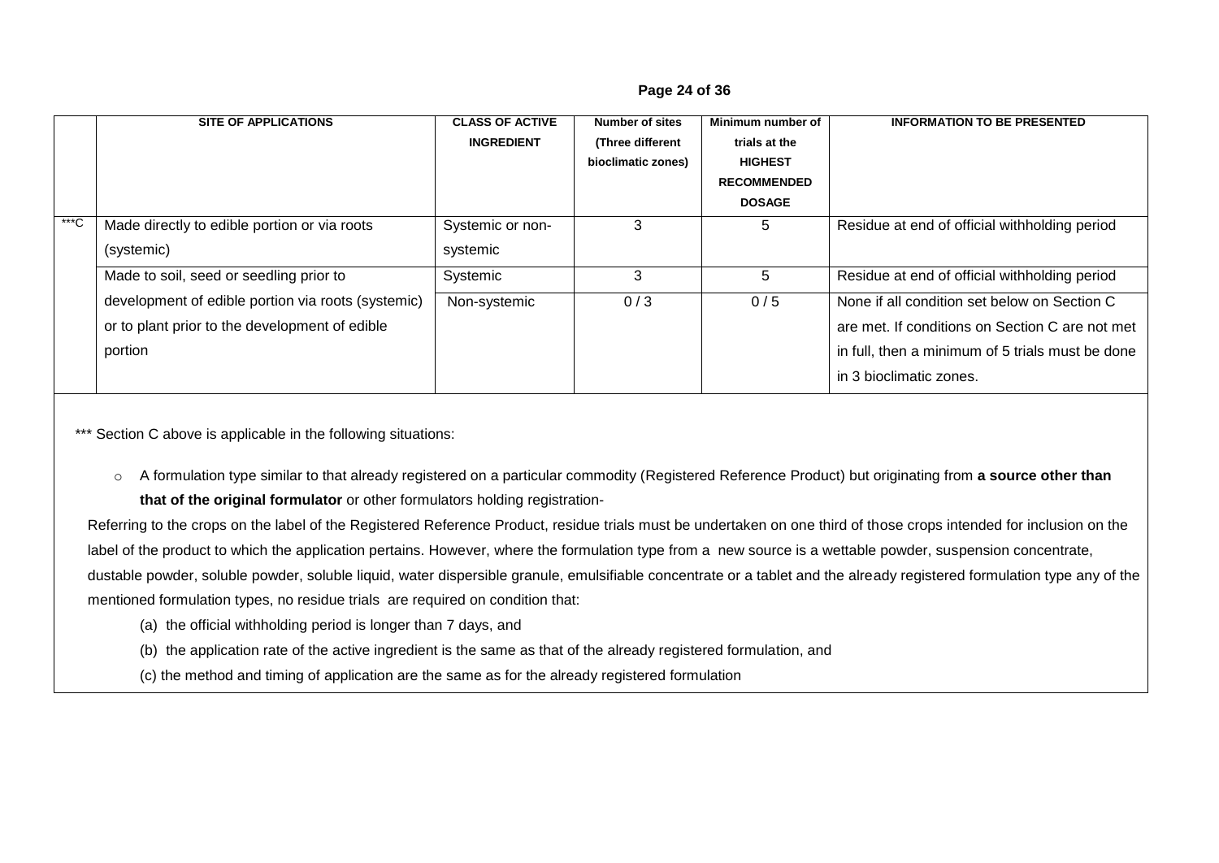| | SITE OF APPLICATIONS | CLASS OF ACTIVE INGREDIENT | Number of sites (Three different bioclimatic zones) | Minimum number of trials at the HIGHEST RECOMMENDED DOSAGE | INFORMATION TO BE PRESENTED |
|---|---|---|---|---|---|
| ***C | Made directly to edible portion or via roots (systemic) | Systemic or non-systemic | 3 | 5 | Residue at end of official withholding period |
| | Made to soil, seed or seedling prior to development of edible portion via roots (systemic) or to plant prior to the development of edible portion | Systemic | 3 | 5 | Residue at end of official withholding period |
| | | Non-systemic | 0 / 3 | 0 / 5 | None if all condition set below on Section C are met. If conditions on Section C are not met in full, then a minimum of 5 trials must be done in 3 bioclimatic zones. |

*** Section C above is applicable in the following situations:

- A formulation type similar to that already registered on a particular commodity (Registered Reference Product) but originating from **a source other than that of the original formulator** or other formulators holding registration-

Referring to the crops on the label of the Registered Reference Product, residue trials must be undertaken on one third of those crops intended for inclusion on the label of the product to which the application pertains. However, where the formulation type from a new source is a wettable powder, suspension concentrate, dustable powder, soluble powder, soluble liquid, water dispersible granule, emulsifiable concentrate or a tablet and the already registered formulation type any of the mentioned formulation types, no residue trials are required on condition that:

(a) the official withholding period is longer than 7 days, and

(b) the application rate of the active ingredient is the same as that of the already registered formulation, and

(c) the method and timing of application are the same as for the already registered formulation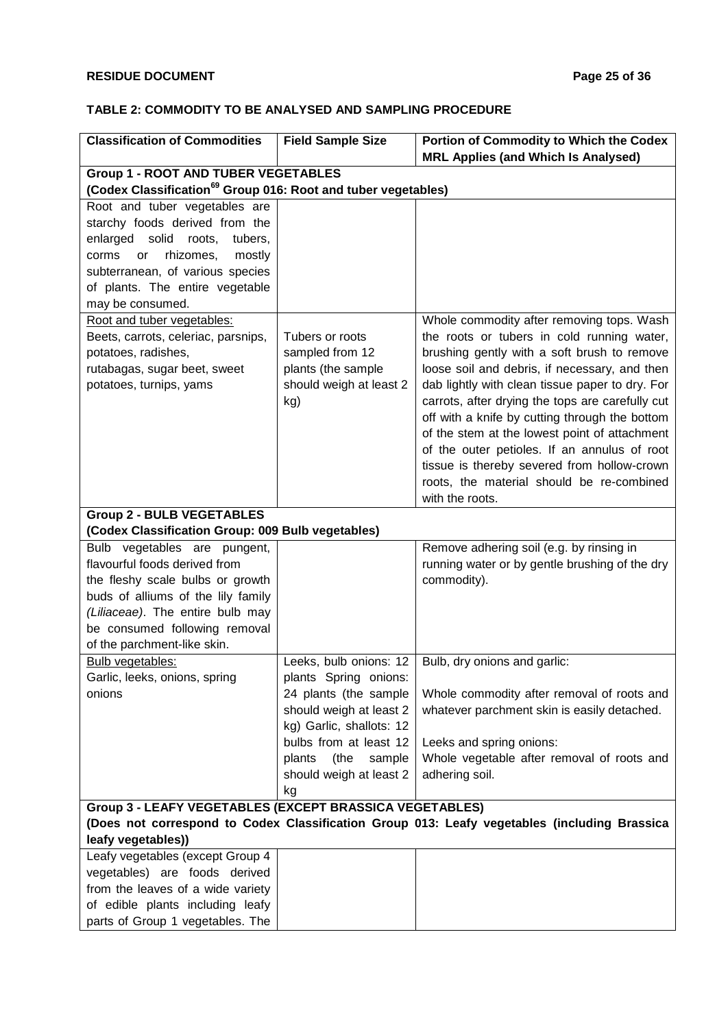## TABLE 2: COMMODITY TO BE ANALYSED AND SAMPLING PROCEDURE

| Classification of Commodities | Field Sample Size | Portion of Commodity to Which the Codex MRL Applies (and Which Is Analysed) |
|---|---|---|
| **Group 1 - ROOT AND TUBER VEGETABLES (Codex Classification[69] Group 016: Root and tuber vegetables)** | | |
| Root and tuber vegetables are starchy foods derived from the enlarged solid roots, tubers, corms or rhizomes, mostly subterranean, of various species of plants. The entire vegetable may be consumed. | | |
| Root and tuber vegetables: Beets, carrots, celeriac, parsnips, potatoes, radishes, rutabagas, sugar beet, sweet potatoes, turnips, yams | Tubers or roots sampled from 12 plants (the sample should weigh at least 2 kg) | Whole commodity after removing tops. Wash the roots or tubers in cold running water, brushing gently with a soft brush to remove loose soil and debris, if necessary, and then dab lightly with clean tissue paper to dry. For carrots, after drying the tops are carefully cut off with a knife by cutting through the bottom of the stem at the lowest point of attachment of the outer petioles. If an annulus of root tissue is thereby severed from hollow-crown roots, the material should be re-combined with the roots. |
| **Group 2 - BULB VEGETABLES (Codex Classification Group: 009 Bulb vegetables)** | | |
| Bulb vegetables are pungent, flavourful foods derived from the fleshy scale bulbs or growth buds of alliums of the lily family *(Liliaceae)*. The entire bulb may be consumed following removal of the parchment-like skin. | | Remove adhering soil (e.g. by rinsing in running water or by gentle brushing of the dry commodity). |
| Bulb vegetables: Garlic, leeks, onions, spring onions | Leeks, bulb onions: 12 plants Spring onions: 24 plants (the sample should weigh at least 2 kg) Garlic, shallots: 12 bulbs from at least 12 plants (the sample should weigh at least 2 kg | Bulb, dry onions and garlic: Whole commodity after removal of roots and whatever parchment skin is easily detached. Leeks and spring onions: Whole vegetable after removal of roots and adhering soil. |
| **Group 3 - LEAFY VEGETABLES (EXCEPT BRASSICA VEGETABLES) (Does not correspond to Codex Classification Group 013: Leafy vegetables (including Brassica leafy vegetables))** | | |
| Leafy vegetables (except Group 4 vegetables) are foods derived from the leaves of a wide variety of edible plants including leafy parts of Group 1 vegetables. The | | |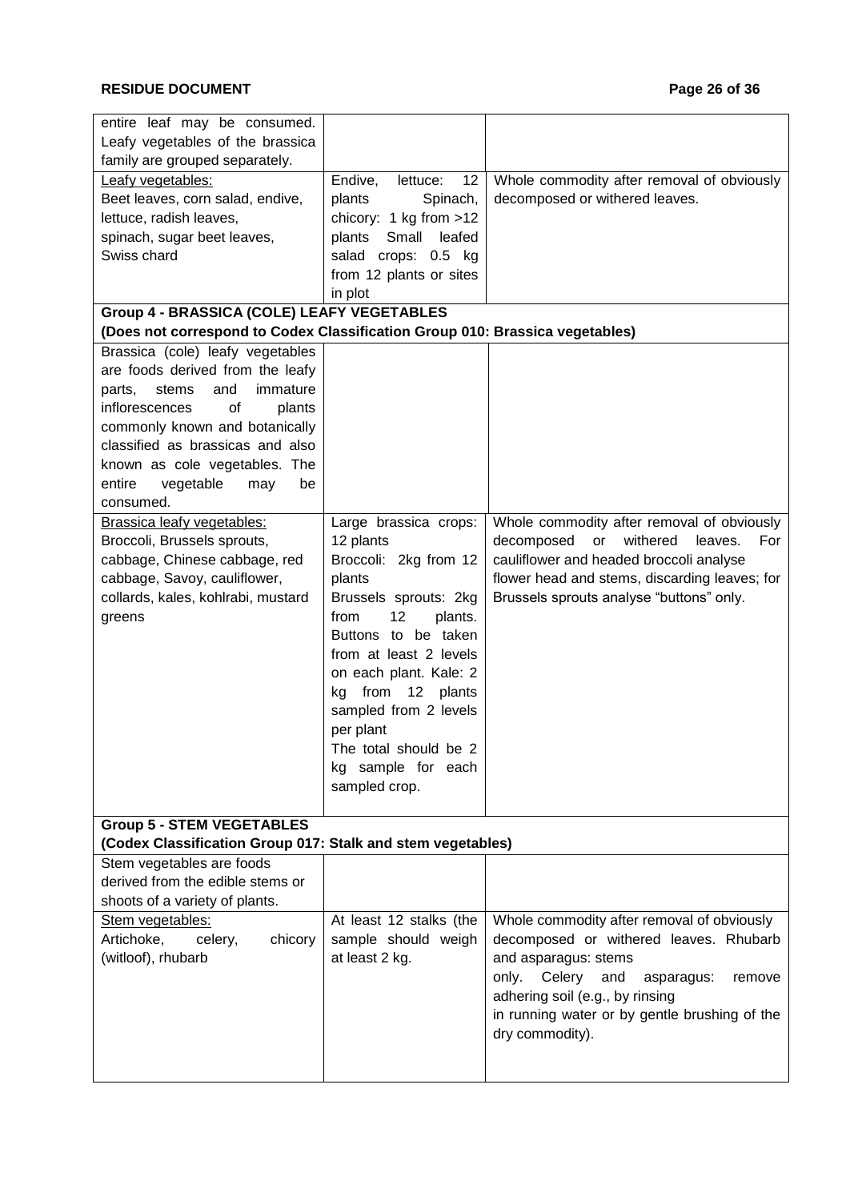| | | |
|---|---|---|
| entire leaf may be consumed. Leafy vegetables of the brassica family are grouped separately. | | |
| Leafy vegetables:<br>Beet leaves, corn salad, endive, lettuce, radish leaves, spinach, sugar beet leaves, Swiss chard | Endive, lettuce: 12 plants Spinach, chicory: 1 kg from >12 plants Small leafed salad crops: 0.5 kg from 12 plants or sites in plot | Whole commodity after removal of obviously decomposed or withered leaves. |
| **Group 4 - BRASSICA (COLE) LEAFY VEGETABLES**<br>**(Does not correspond to Codex Classification Group 010: Brassica vegetables)** | | |
| Brassica (cole) leafy vegetables are foods derived from the leafy parts, stems and immature inflorescences of plants commonly known and botanically classified as brassicas and also known as cole vegetables. The entire vegetable may be consumed. | | |
| Brassica leafy vegetables:<br>Broccoli, Brussels sprouts, cabbage, Chinese cabbage, red cabbage, Savoy, cauliflower, collards, kales, kohlrabi, mustard greens | Large brassica crops: 12 plants<br>Broccoli: 2kg from 12 plants<br>Brussels sprouts: 2kg from 12 plants. Buttons to be taken from at least 2 levels on each plant. Kale: 2 kg from 12 plants sampled from 2 levels per plant<br>The total should be 2 kg sample for each sampled crop. | Whole commodity after removal of obviously decomposed or withered leaves. For cauliflower and headed broccoli analyse flower head and stems, discarding leaves; for Brussels sprouts analyse "buttons" only. |
| **Group 5 - STEM VEGETABLES**<br>**(Codex Classification Group 017: Stalk and stem vegetables)** | | |
| Stem vegetables are foods derived from the edible stems or shoots of a variety of plants. | | |
| Stem vegetables:<br>Artichoke, celery, chicory (witloof), rhubarb | At least 12 stalks (the sample should weigh at least 2 kg. | Whole commodity after removal of obviously decomposed or withered leaves. Rhubarb and asparagus: stems only. Celery and asparagus: remove adhering soil (e.g., by rinsing in running water or by gentle brushing of the dry commodity). |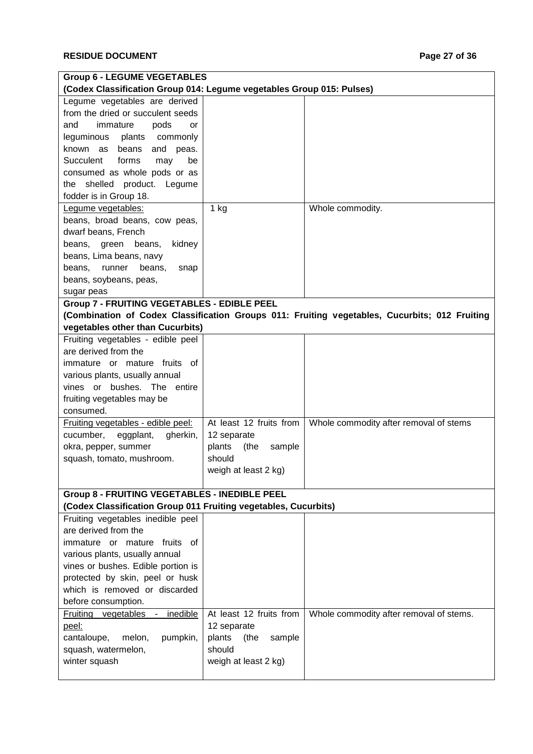| **Group 6 - LEGUME VEGETABLES (Codex Classification Group 014: Legume vegetables Group 015: Pulses)** | | |
|---|---|---|
| Legume vegetables are derived from the dried or succulent seeds and immature pods or leguminous plants commonly known as beans and peas. Succulent forms may be consumed as whole pods or as the shelled product. Legume fodder is in Group 18. | | |
| Legume vegetables: beans, broad beans, cow peas, dwarf beans, French beans, green beans, kidney beans, Lima beans, navy beans, runner beans, snap beans, soybeans, peas, sugar peas | 1 kg | Whole commodity. |
| **Group 7 - FRUITING VEGETABLES - EDIBLE PEEL (Combination of Codex Classification Groups 011: Fruiting vegetables, Cucurbits; 012 Fruiting vegetables other than Cucurbits)** | | |
| Fruiting vegetables - edible peel are derived from the immature or mature fruits of various plants, usually annual vines or bushes. The entire fruiting vegetables may be consumed. | | |
| Fruiting vegetables - edible peel: cucumber, eggplant, gherkin, okra, pepper, summer squash, tomato, mushroom. | At least 12 fruits from 12 separate plants (the sample should weigh at least 2 kg) | Whole commodity after removal of stems |
| **Group 8 - FRUITING VEGETABLES - INEDIBLE PEEL (Codex Classification Group 011 Fruiting vegetables, Cucurbits)** | | |
| Fruiting vegetables inedible peel are derived from the immature or mature fruits of various plants, usually annual vines or bushes. Edible portion is protected by skin, peel or husk which is removed or discarded before consumption. | | |
| Fruiting vegetables - inedible peel: cantaloupe, melon, pumpkin, squash, watermelon, winter squash | At least 12 fruits from 12 separate plants (the sample should weigh at least 2 kg) | Whole commodity after removal of stems. |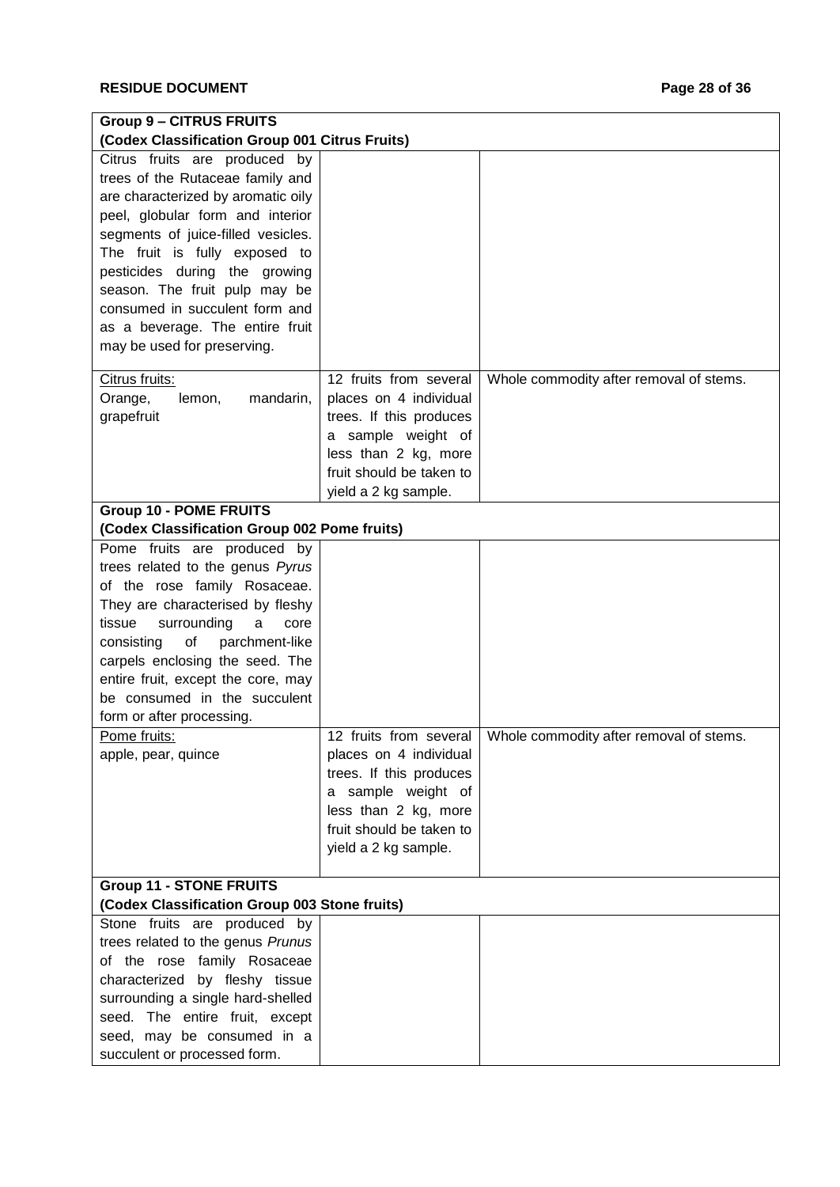| **Group 9 – CITRUS FRUITS (Codex Classification Group 001 Citrus Fruits)** | | |
|---|---|---|
| Citrus fruits are produced by trees of the Rutaceae family and are characterized by aromatic oily peel, globular form and interior segments of juice-filled vesicles. The fruit is fully exposed to pesticides during the growing season. The fruit pulp may be consumed in succulent form and as a beverage. The entire fruit may be used for preserving. | | |
| Citrus fruits: Orange, lemon, mandarin, grapefruit | 12 fruits from several places on 4 individual trees. If this produces a sample weight of less than 2 kg, more fruit should be taken to yield a 2 kg sample. | Whole commodity after removal of stems. |
| **Group 10 - POME FRUITS (Codex Classification Group 002 Pome fruits)** | | |
| Pome fruits are produced by trees related to the genus *Pyrus* of the rose family Rosaceae. They are characterised by fleshy tissue surrounding a core consisting of parchment-like carpels enclosing the seed. The entire fruit, except the core, may be consumed in the succulent form or after processing. | | |
| Pome fruits: apple, pear, quince | 12 fruits from several places on 4 individual trees. If this produces a sample weight of less than 2 kg, more fruit should be taken to yield a 2 kg sample. | Whole commodity after removal of stems. |
| **Group 11 - STONE FRUITS (Codex Classification Group 003 Stone fruits)** | | |
| Stone fruits are produced by trees related to the genus *Prunus* of the rose family Rosaceae characterized by fleshy tissue surrounding a single hard-shelled seed. The entire fruit, except seed, may be consumed in a succulent or processed form. | | |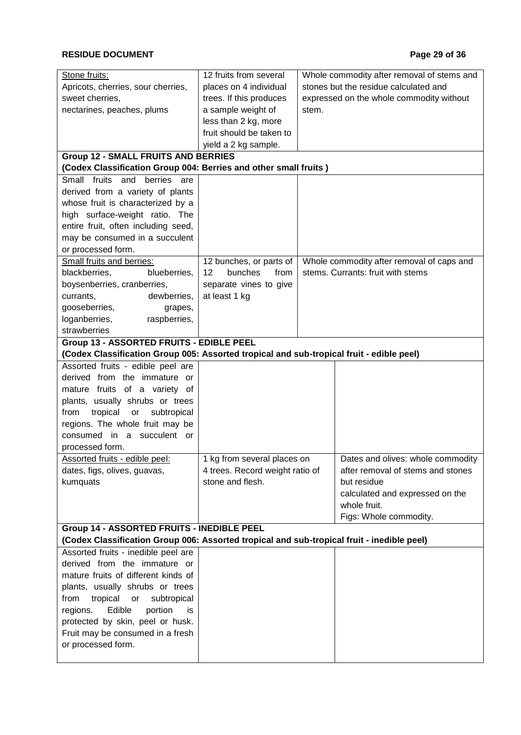| | | |
|---|---|---|
| Stone fruits:<br>Apricots, cherries, sour cherries, sweet cherries, nectarines, peaches, plums | 12 fruits from several places on 4 individual trees. If this produces a sample weight of less than 2 kg, more fruit should be taken to yield a 2 kg sample. | Whole commodity after removal of stems and stones but the residue calculated and expressed on the whole commodity without stem. |
| **Group 12 - SMALL FRUITS AND BERRIES**<br>**(Codex Classification Group 004: Berries and other small fruits )** | | |
| Small fruits and berries are derived from a variety of plants whose fruit is characterized by a high surface-weight ratio. The entire fruit, often including seed, may be consumed in a succulent or processed form. | | |
| Small fruits and berries:<br>blackberries, blueberries, boysenberries, cranberries, currants, dewberries, gooseberries, grapes, loganberries, raspberries, strawberries | 12 bunches, or parts of 12 bunches from separate vines to give at least 1 kg | Whole commodity after removal of caps and stems. Currants: fruit with stems |
| **Group 13 - ASSORTED FRUITS - EDIBLE PEEL**<br>**(Codex Classification Group 005: Assorted tropical and sub-tropical fruit - edible peel)** | | |
| Assorted fruits - edible peel are derived from the immature or mature fruits of a variety of plants, usually shrubs or trees from tropical or subtropical regions. The whole fruit may be consumed in a succulent or processed form. | | |
| Assorted fruits - edible peel:<br>dates, figs, olives, guavas, kumquats | 1 kg from several places on 4 trees. Record weight ratio of stone and flesh. | Dates and olives: whole commodity after removal of stems and stones but residue calculated and expressed on the whole fruit.<br>Figs: Whole commodity. |
| **Group 14 - ASSORTED FRUITS - INEDIBLE PEEL**<br>**(Codex Classification Group 006: Assorted tropical and sub-tropical fruit - inedible peel)** | | |
| Assorted fruits - inedible peel are derived from the immature or mature fruits of different kinds of plants, usually shrubs or trees from tropical or subtropical regions. Edible portion is protected by skin, peel or husk. Fruit may be consumed in a fresh or processed form. | | |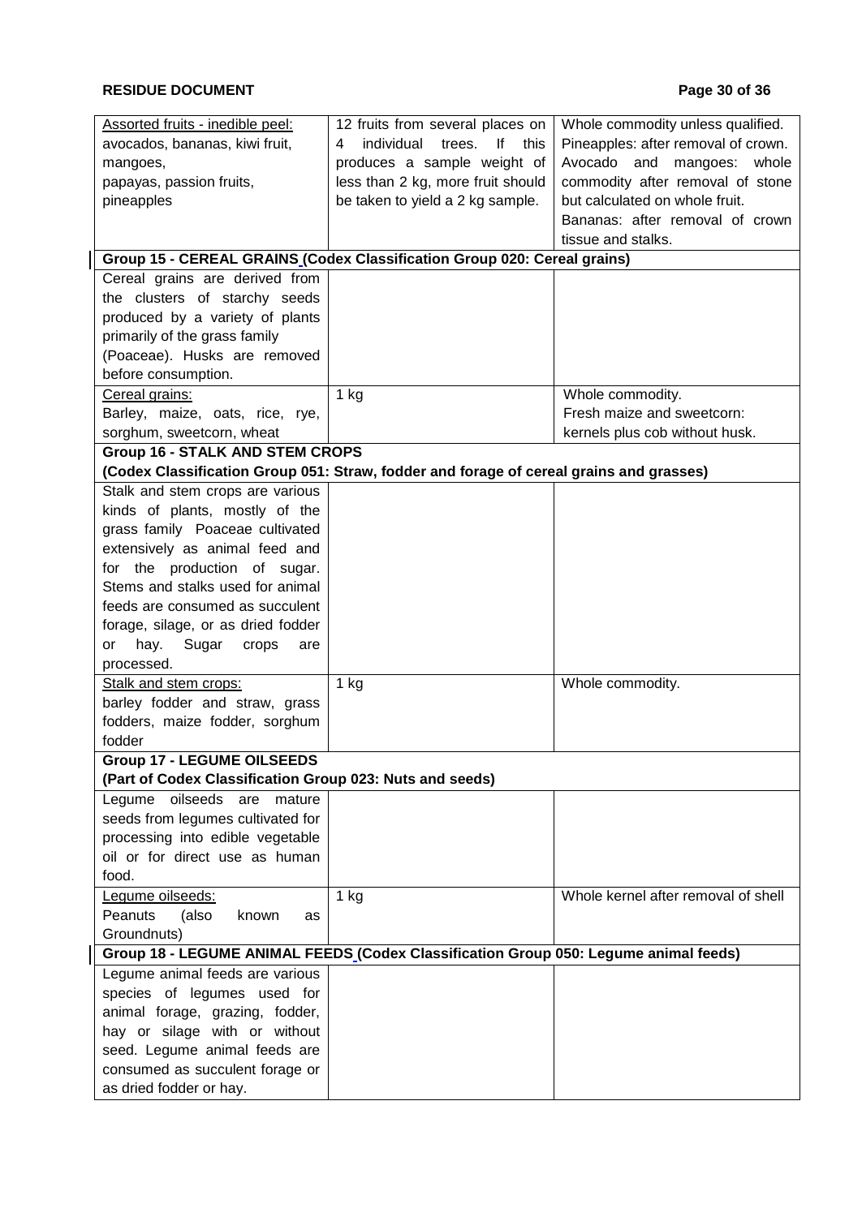| | | |
|---|---|---|
| Assorted fruits - inedible peel:<br>avocados, bananas, kiwi fruit, mangoes,<br>papayas, passion fruits, pineapples | 12 fruits from several places on 4 individual trees. If this produces a sample weight of less than 2 kg, more fruit should be taken to yield a 2 kg sample. | Whole commodity unless qualified.<br>Pineapples: after removal of crown.<br>Avocado and mangoes: whole commodity after removal of stone but calculated on whole fruit.<br>Bananas: after removal of crown tissue and stalks. |
| **Group 15 - CEREAL GRAINS (Codex Classification Group 020: Cereal grains)** | | |
| Cereal grains are derived from the clusters of starchy seeds produced by a variety of plants primarily of the grass family (Poaceae). Husks are removed before consumption. | | |
| Cereal grains:<br>Barley, maize, oats, rice, rye, sorghum, sweetcorn, wheat | 1 kg | Whole commodity.<br>Fresh maize and sweetcorn: kernels plus cob without husk. |
| **Group 16 - STALK AND STEM CROPS**<br>**(Codex Classification Group 051: Straw, fodder and forage of cereal grains and grasses)** | | |
| Stalk and stem crops are various kinds of plants, mostly of the grass family Poaceae cultivated extensively as animal feed and for the production of sugar. Stems and stalks used for animal feeds are consumed as succulent forage, silage, or as dried fodder or hay. Sugar crops are processed. | | |
| Stalk and stem crops:<br>barley fodder and straw, grass fodders, maize fodder, sorghum fodder | 1 kg | Whole commodity. |
| **Group 17 - LEGUME OILSEEDS**<br>**(Part of Codex Classification Group 023: Nuts and seeds)** | | |
| Legume oilseeds are mature seeds from legumes cultivated for processing into edible vegetable oil or for direct use as human food. | | |
| Legume oilseeds:<br>Peanuts (also known as Groundnuts) | 1 kg | Whole kernel after removal of shell |
| **Group 18 - LEGUME ANIMAL FEEDS (Codex Classification Group 050: Legume animal feeds)** | | |
| Legume animal feeds are various species of legumes used for animal forage, grazing, fodder, hay or silage with or without seed. Legume animal feeds are consumed as succulent forage or as dried fodder or hay. | | |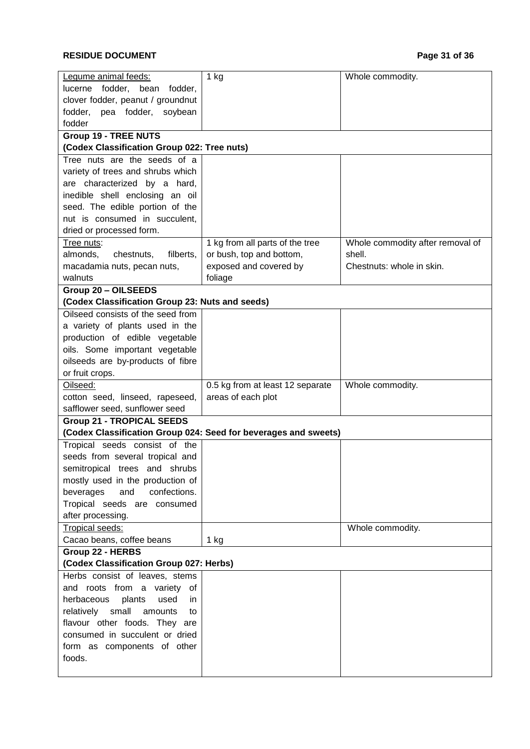| | | |
|---|---|---|
| Legume animal feeds:<br>lucerne fodder, bean fodder, clover fodder, peanut / groundnut fodder, pea fodder, soybean fodder | 1 kg | Whole commodity. |
| **Group 19 - TREE NUTS**<br>**(Codex Classification Group 022: Tree nuts)** | | |
| Tree nuts are the seeds of a variety of trees and shrubs which are characterized by a hard, inedible shell enclosing an oil seed. The edible portion of the nut is consumed in succulent, dried or processed form. | | |
| Tree nuts:<br>almonds, chestnuts, filberts, macadamia nuts, pecan nuts, walnuts | 1 kg from all parts of the tree or bush, top and bottom, exposed and covered by foliage | Whole commodity after removal of shell.<br>Chestnuts: whole in skin. |
| **Group 20 – OILSEEDS**<br>**(Codex Classification Group 23: Nuts and seeds)** | | |
| Oilseed consists of the seed from a variety of plants used in the production of edible vegetable oils. Some important vegetable oilseeds are by-products of fibre or fruit crops. | | |
| Oilseed:<br>cotton seed, linseed, rapeseed, safflower seed, sunflower seed | 0.5 kg from at least 12 separate areas of each plot | Whole commodity. |
| **Group 21 - TROPICAL SEEDS**<br>**(Codex Classification Group 024: Seed for beverages and sweets)** | | |
| Tropical seeds consist of the seeds from several tropical and semitropical trees and shrubs mostly used in the production of beverages and confections. Tropical seeds are consumed after processing. | | |
| Tropical seeds:<br>Cacao beans, coffee beans | 1 kg | Whole commodity. |
| **Group 22 - HERBS**<br>**(Codex Classification Group 027: Herbs)** | | |
| Herbs consist of leaves, stems and roots from a variety of herbaceous plants used in relatively small amounts to flavour other foods. They are consumed in succulent or dried form as components of other foods. | | |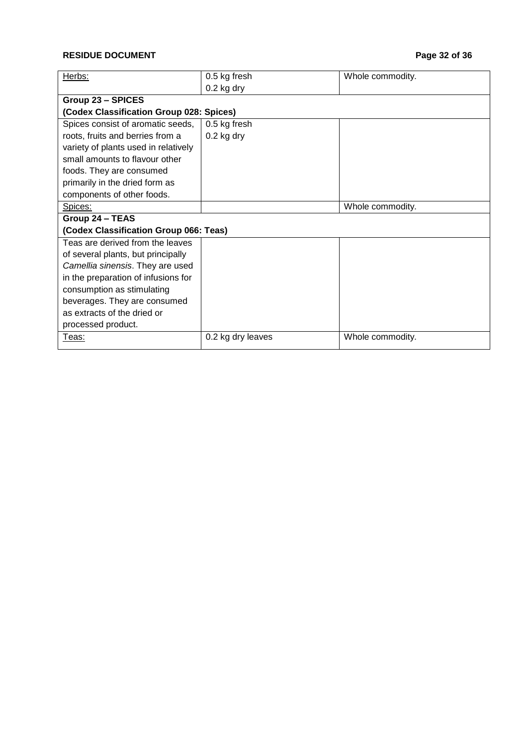| | | |
|---|---|---|
| Herbs: | 0.5 kg fresh<br>0.2 kg dry | Whole commodity. |
| **Group 23 – SPICES**<br>**(Codex Classification Group 028: Spices)** | | |
| Spices consist of aromatic seeds, roots, fruits and berries from a variety of plants used in relatively small amounts to flavour other foods. They are consumed primarily in the dried form as components of other foods. | 0.5 kg fresh<br>0.2 kg dry | |
| Spices: | | Whole commodity. |
| **Group 24 – TEAS**<br>**(Codex Classification Group 066: Teas)** | | |
| Teas are derived from the leaves of several plants, but principally *Camellia sinensis*. They are used in the preparation of infusions for consumption as stimulating beverages. They are consumed as extracts of the dried or processed product. | | |
| Teas: | 0.2 kg dry leaves | Whole commodity. |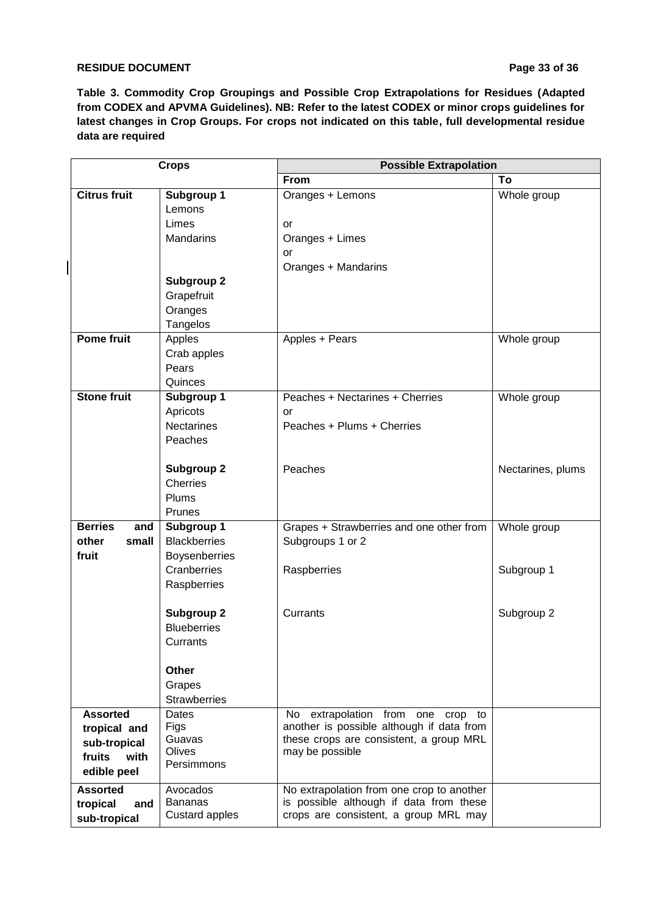**Table 3. Commodity Crop Groupings and Possible Crop Extrapolations for Residues (Adapted from CODEX and APVMA Guidelines). NB: Refer to the latest CODEX or minor crops guidelines for latest changes in Crop Groups. For crops not indicated on this table, full developmental residue data are required**

| Crops | | Possible Extrapolation | |
|---|---|---|---|
| | | **From** | **To** |
| **Citrus fruit** | **Subgroup 1**<br>Lemons<br>Limes<br>Mandarins<br><br>**Subgroup 2**<br>Grapefruit<br>Oranges<br>Tangelos | Oranges + Lemons<br><br>or<br>Oranges + Limes<br>or<br>Oranges + Mandarins | Whole group |
| **Pome fruit** | Apples<br>Crab apples<br>Pears<br>Quinces | Apples + Pears | Whole group |
| **Stone fruit** | **Subgroup 1**<br>Apricots<br>Nectarines<br>Peaches | Peaches + Nectarines + Cherries<br>or<br>Peaches + Plums + Cherries | Whole group |
| | **Subgroup 2**<br>Cherries<br>Plums<br>Prunes | Peaches | Nectarines, plums |
| **Berries and other small fruit** | **Subgroup 1**<br>Blackberries<br>Boysenberries<br>Cranberries<br>Raspberries | Grapes + Strawberries and one other from Subgroups 1 or 2<br><br>Raspberries | Whole group<br><br>Subgroup 1 |
| | **Subgroup 2**<br>Blueberries<br>Currants<br><br>**Other**<br>Grapes<br>Strawberries | Currants | Subgroup 2 |
| **Assorted tropical and sub-tropical fruits with edible peel** | Dates<br>Figs<br>Guavas<br>Olives<br>Persimmons | No extrapolation from one crop to another is possible although if data from these crops are consistent, a group MRL may be possible | |
| **Assorted tropical and sub-tropical** | Avocados<br>Bananas<br>Custard apples | No extrapolation from one crop to another is possible although if data from these crops are consistent, a group MRL may | |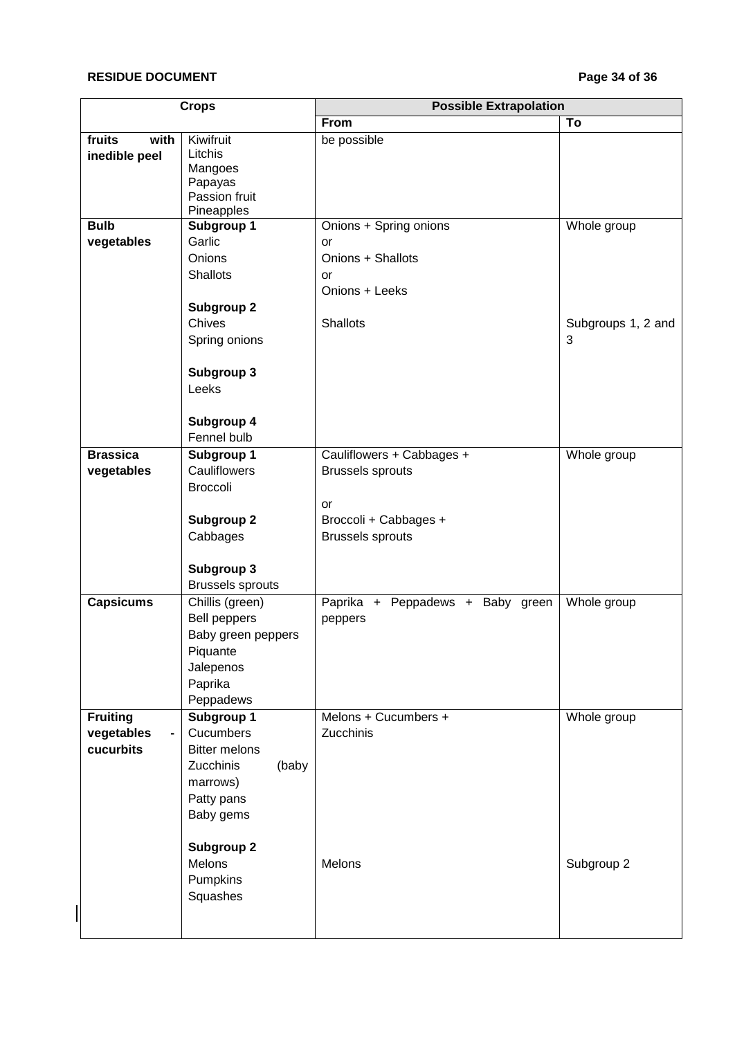| Crops | | Possible Extrapolation | |
|---|---|---|---|
| | | **From** | **To** |
| **fruits with inedible peel** | Kiwifruit<br>Litchis<br>Mangoes<br>Papayas<br>Passion fruit<br>Pineapples | be possible | |
| **Bulb vegetables** | **Subgroup 1**<br>Garlic<br>Onions<br>Shallots<br><br>**Subgroup 2**<br>Chives<br>Spring onions<br><br>**Subgroup 3**<br>Leeks<br><br>**Subgroup 4**<br>Fennel bulb | Onions + Spring onions<br>or<br>Onions + Shallots<br>or<br>Onions + Leeks<br><br>Shallots | Whole group<br><br><br><br><br><br>Subgroups 1, 2 and 3 |
| **Brassica vegetables** | **Subgroup 1**<br>Cauliflowers<br>Broccoli<br><br>**Subgroup 2**<br>Cabbages<br><br>**Subgroup 3**<br>Brussels sprouts | Cauliflowers + Cabbages + Brussels sprouts<br><br>or<br>Broccoli + Cabbages + Brussels sprouts | Whole group |
| **Capsicums** | Chillis (green)<br>Bell peppers<br>Baby green peppers<br>Piquante<br>Jalepenos<br>Paprika<br>Peppadews | Paprika + Peppadews + Baby green peppers | Whole group |
| **Fruiting vegetables - cucurbits** | **Subgroup 1**<br>Cucumbers<br>Bitter melons<br>Zucchinis (baby marrows)<br>Patty pans<br>Baby gems<br><br>**Subgroup 2**<br>Melons<br>Pumpkins<br>Squashes | Melons + Cucumbers + Zucchinis<br><br><br><br><br><br><br><br>Melons | Whole group<br><br><br><br><br><br><br><br>Subgroup 2 |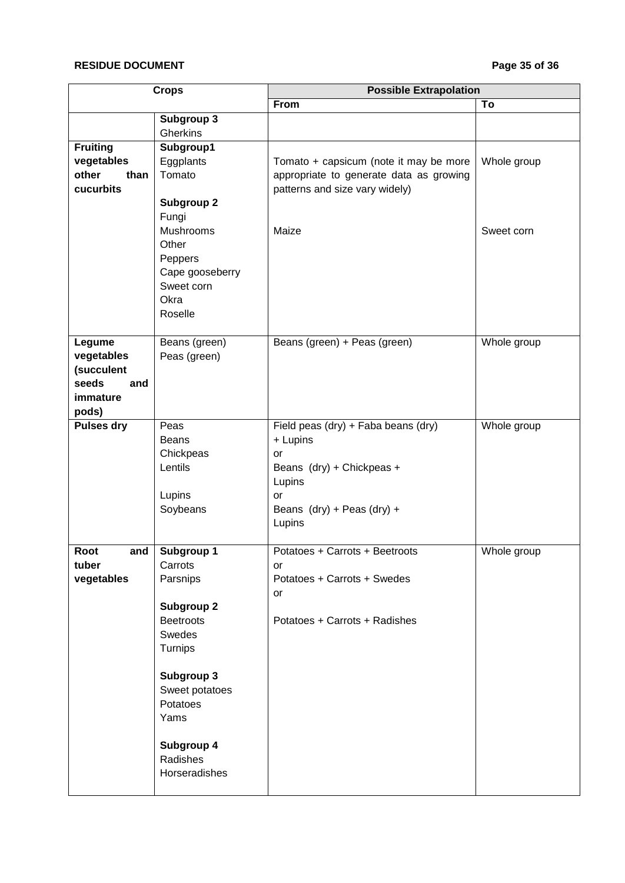| Crops | | Possible Extrapolation | |
|---|---|---|---|
| | | **From** | **To** |
| | **Subgroup 3**<br>Gherkins | | |
| **Fruiting vegetables other than cucurbits** | **Subgroup1**<br>Eggplants<br>Tomato<br><br>**Subgroup 2**<br>Fungi<br>Mushrooms<br>Other<br>Peppers<br>Cape gooseberry<br>Sweet corn<br>Okra<br>Roselle | Tomato + capsicum (note it may be more appropriate to generate data as growing patterns and size vary widely)<br><br>Maize | Whole group<br><br>Sweet corn |
| **Legume vegetables (succulent seeds and immature pods)** | Beans (green)<br>Peas (green) | Beans (green) + Peas (green) | Whole group |
| **Pulses dry** | Peas<br>Beans<br>Chickpeas<br>Lentils<br><br>Lupins<br>Soybeans | Field peas (dry) + Faba beans (dry) + Lupins<br>or<br>Beans (dry) + Chickpeas + Lupins<br>or<br>Beans (dry) + Peas (dry) + Lupins | Whole group |
| **Root and tuber vegetables** | **Subgroup 1**<br>Carrots<br>Parsnips<br><br>**Subgroup 2**<br>Beetroots<br>Swedes<br>Turnips<br><br>**Subgroup 3**<br>Sweet potatoes<br>Potatoes<br>Yams<br><br>**Subgroup 4**<br>Radishes<br>Horseradishes | Potatoes + Carrots + Beetroots<br>or<br>Potatoes + Carrots + Swedes<br>or<br><br>Potatoes + Carrots + Radishes | Whole group |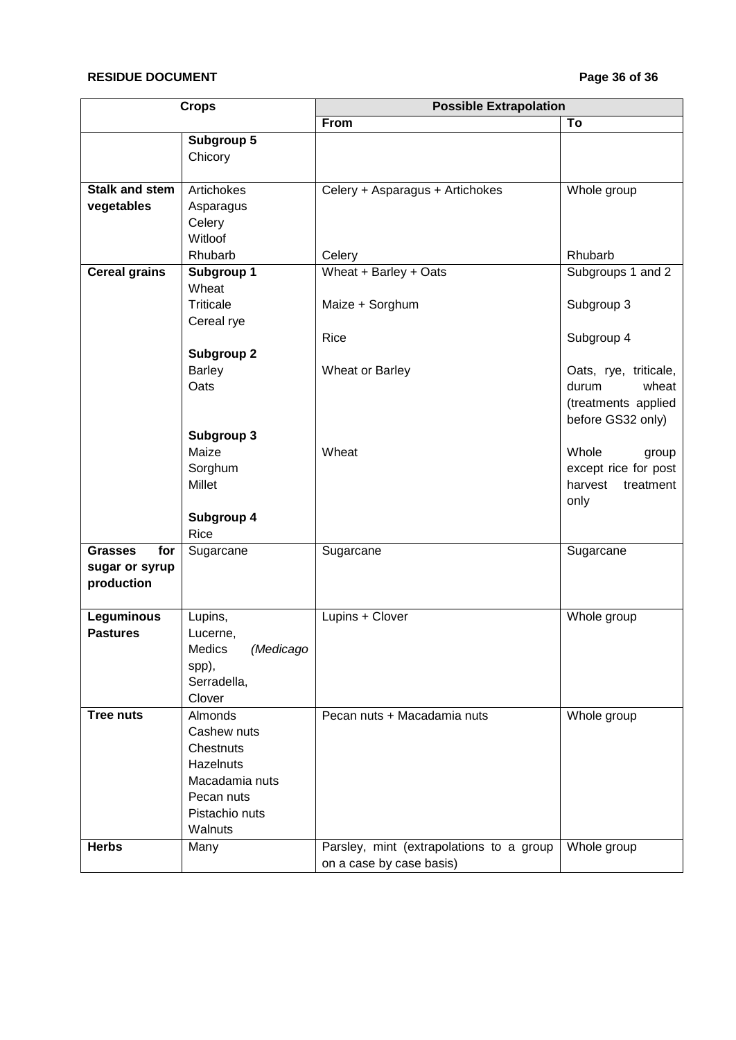| Crops | | Possible Extrapolation | |
|---|---|---|---|
| | | **From** | **To** |
| | **Subgroup 5**<br>Chicory | | |
| **Stalk and stem vegetables** | Artichokes<br>Asparagus<br>Celery<br>Witloof | Celery + Asparagus + Artichokes | Whole group |
| | Rhubarb | Celery | Rhubarb |
| **Cereal grains** | **Subgroup 1**<br>Wheat<br>Triticale<br>Cereal rye | Wheat + Barley + Oats<br><br>Maize + Sorghum | Subgroups 1 and 2<br><br>Subgroup 3 |
| | | Rice | Subgroup 4 |
| | **Subgroup 2**<br>Barley<br>Oats | Wheat or Barley | Oats, rye, triticale, durum wheat (treatments applied before GS32 only) |
| | **Subgroup 3**<br>Maize<br>Sorghum<br>Millet | Wheat | Whole group except rice for post harvest treatment only |
| | **Subgroup 4**<br>Rice | | |
| **Grasses for sugar or syrup production** | Sugarcane | Sugarcane | Sugarcane |
| **Leguminous Pastures** | Lupins,<br>Lucerne,<br>Medics *(Medicago* spp),<br>Serradella,<br>Clover | Lupins + Clover | Whole group |
| **Tree nuts** | Almonds<br>Cashew nuts<br>Chestnuts<br>Hazelnuts<br>Macadamia nuts<br>Pecan nuts<br>Pistachio nuts<br>Walnuts | Pecan nuts + Macadamia nuts | Whole group |
| **Herbs** | Many | Parsley, mint (extrapolations to a group on a case by case basis) | Whole group |